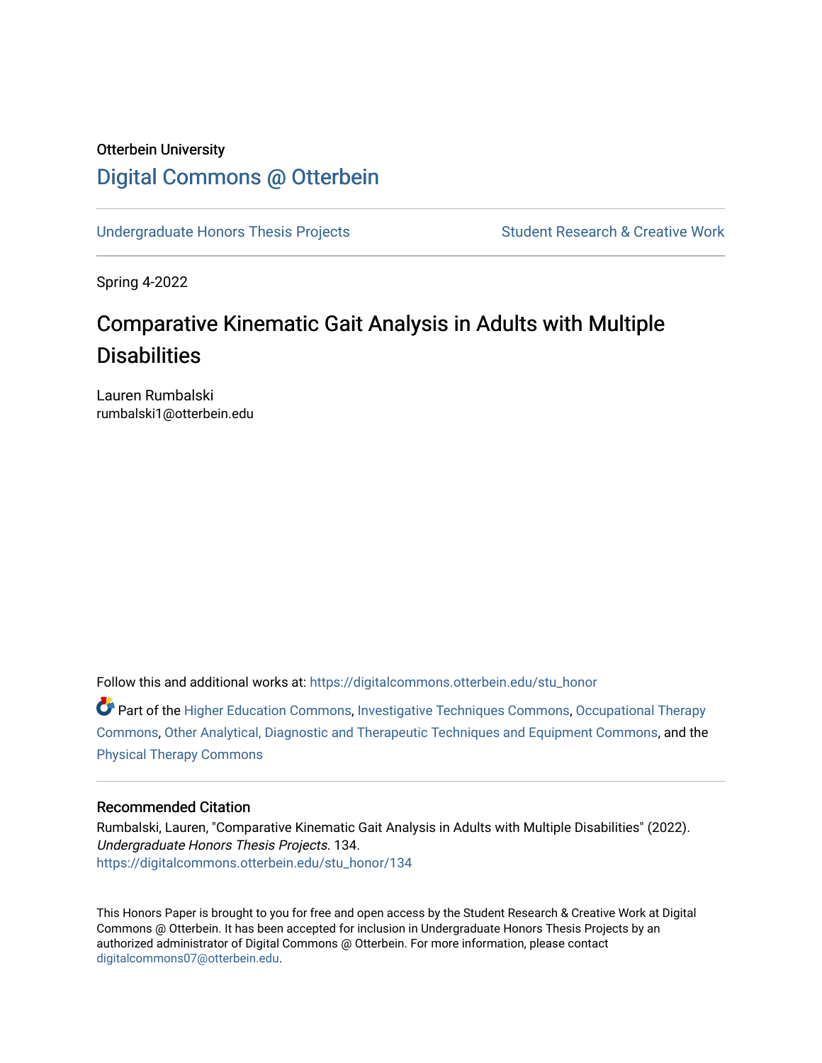Otterbein University

# Digital Commons @ Otterbein

Undergraduate Honors Thesis Projects | Student Research & Creative Work

Spring 4-2022

## Comparative Kinematic Gait Analysis in Adults with Multiple Disabilities

Lauren Rumbalski
rumbalski1@otterbein.edu

Follow this and additional works at: https://digitalcommons.otterbein.edu/stu_honor

Part of the Higher Education Commons, Investigative Techniques Commons, Occupational Therapy Commons, Other Analytical, Diagnostic and Therapeutic Techniques and Equipment Commons, and the Physical Therapy Commons

### Recommended Citation

Rumbalski, Lauren, "Comparative Kinematic Gait Analysis in Adults with Multiple Disabilities" (2022). *Undergraduate Honors Thesis Projects*. 134.
https://digitalcommons.otterbein.edu/stu_honor/134

This Honors Paper is brought to you for free and open access by the Student Research & Creative Work at Digital Commons @ Otterbein. It has been accepted for inclusion in Undergraduate Honors Thesis Projects by an authorized administrator of Digital Commons @ Otterbein. For more information, please contact digitalcommons07@otterbein.edu.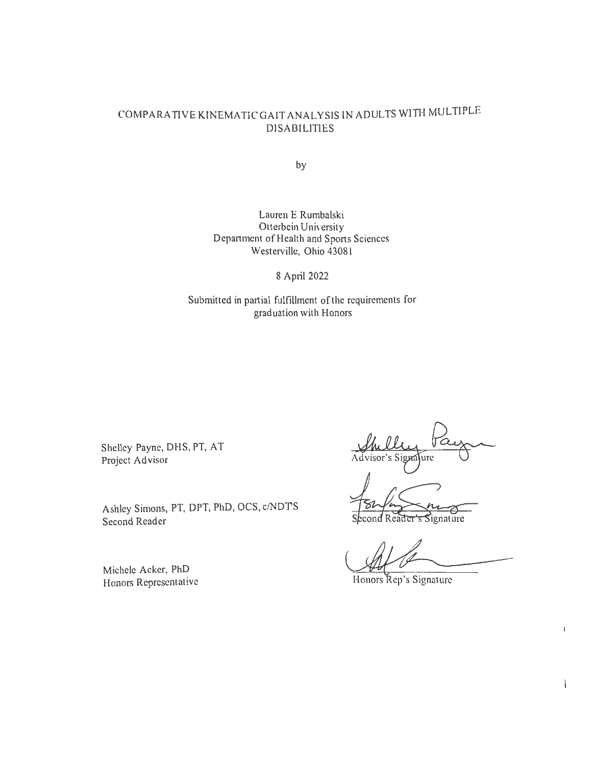# COMPARATIVE KINEMATIC GAIT ANALYSIS IN ADULTS WITH MULTIPLE DISABILITIES

by

Lauren E Rumbalski
Otterbein University
Department of Health and Sports Sciences
Westerville, Ohio 43081

8 April 2022

Submitted in partial fulfillment of the requirements for graduation with Honors

Shelley Payne, DHS, PT, AT
Project Advisor

Advisor's Signature

Ashley Simons, PT, DPT, PhD, OCS, c/NDTS
Second Reader

Second Reader's Signature

Michele Acker, PhD
Honors Representative

Honors Rep's Signature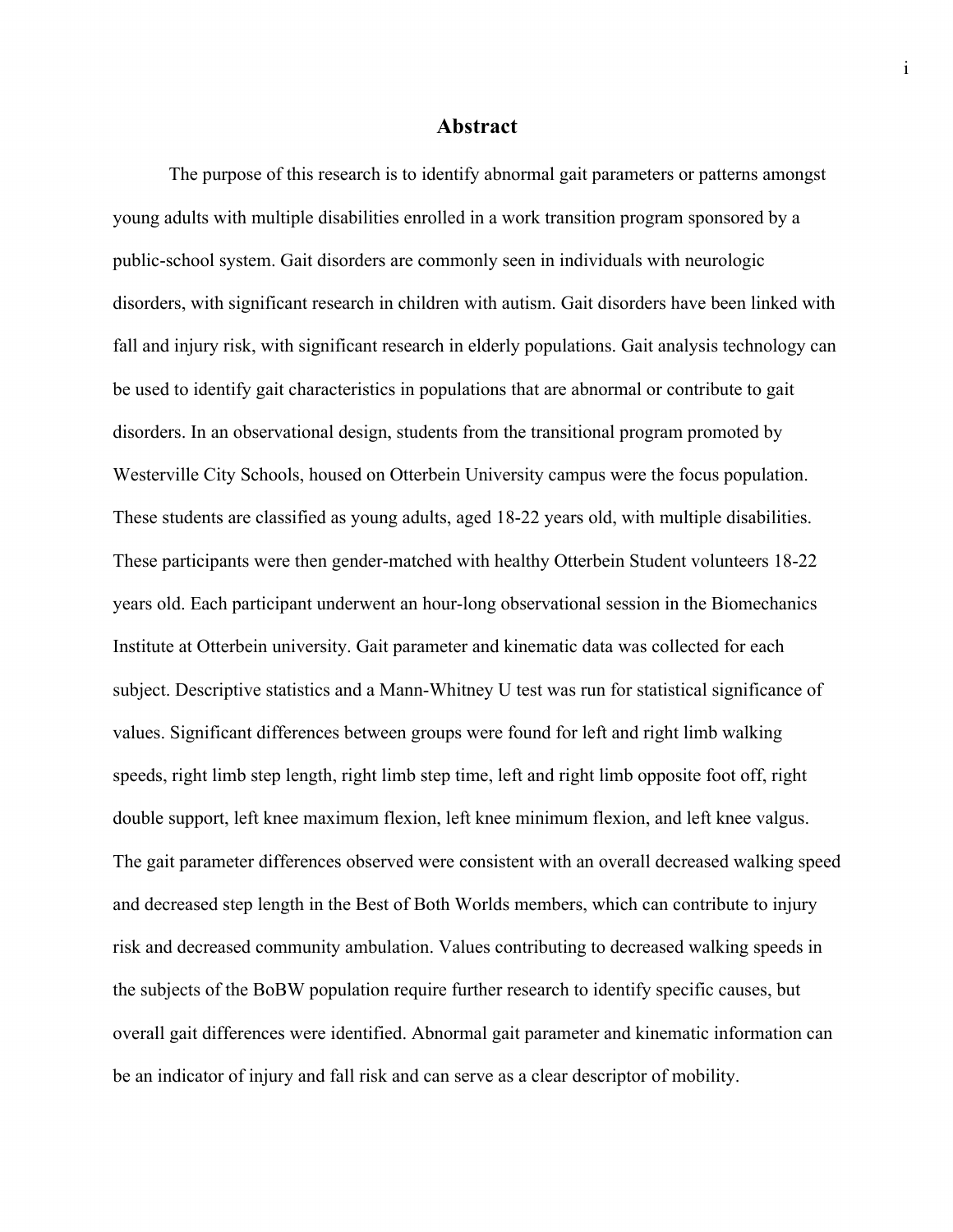# Abstract

The purpose of this research is to identify abnormal gait parameters or patterns amongst young adults with multiple disabilities enrolled in a work transition program sponsored by a public-school system. Gait disorders are commonly seen in individuals with neurologic disorders, with significant research in children with autism. Gait disorders have been linked with fall and injury risk, with significant research in elderly populations. Gait analysis technology can be used to identify gait characteristics in populations that are abnormal or contribute to gait disorders. In an observational design, students from the transitional program promoted by Westerville City Schools, housed on Otterbein University campus were the focus population. These students are classified as young adults, aged 18-22 years old, with multiple disabilities. These participants were then gender-matched with healthy Otterbein Student volunteers 18-22 years old. Each participant underwent an hour-long observational session in the Biomechanics Institute at Otterbein university. Gait parameter and kinematic data was collected for each subject. Descriptive statistics and a Mann-Whitney U test was run for statistical significance of values. Significant differences between groups were found for left and right limb walking speeds, right limb step length, right limb step time, left and right limb opposite foot off, right double support, left knee maximum flexion, left knee minimum flexion, and left knee valgus. The gait parameter differences observed were consistent with an overall decreased walking speed and decreased step length in the Best of Both Worlds members, which can contribute to injury risk and decreased community ambulation. Values contributing to decreased walking speeds in the subjects of the BoBW population require further research to identify specific causes, but overall gait differences were identified. Abnormal gait parameter and kinematic information can be an indicator of injury and fall risk and can serve as a clear descriptor of mobility.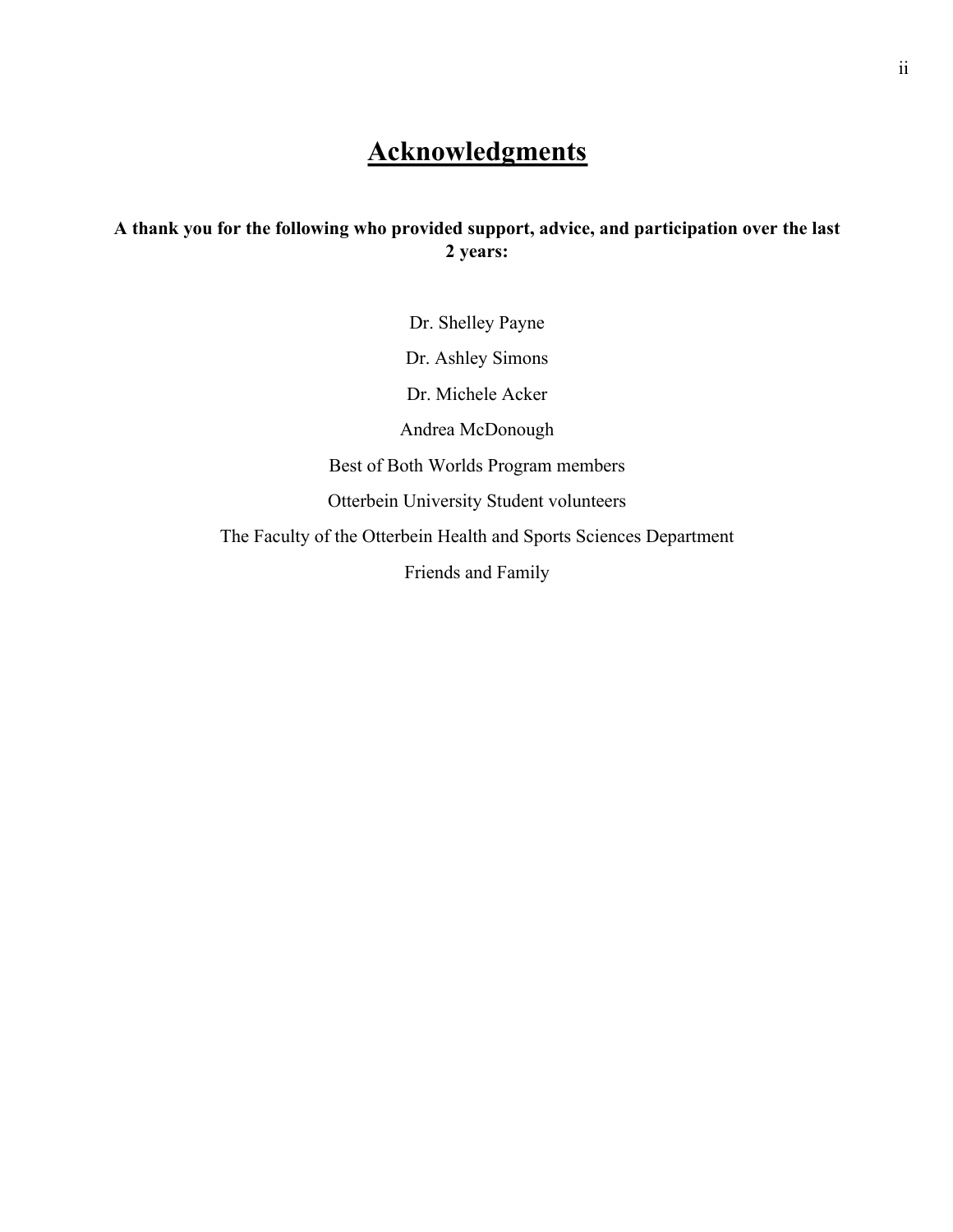# Acknowledgments

**A thank you for the following who provided support, advice, and participation over the last 2 years:**

Dr. Shelley Payne

Dr. Ashley Simons

Dr. Michele Acker

Andrea McDonough

Best of Both Worlds Program members

Otterbein University Student volunteers

The Faculty of the Otterbein Health and Sports Sciences Department

Friends and Family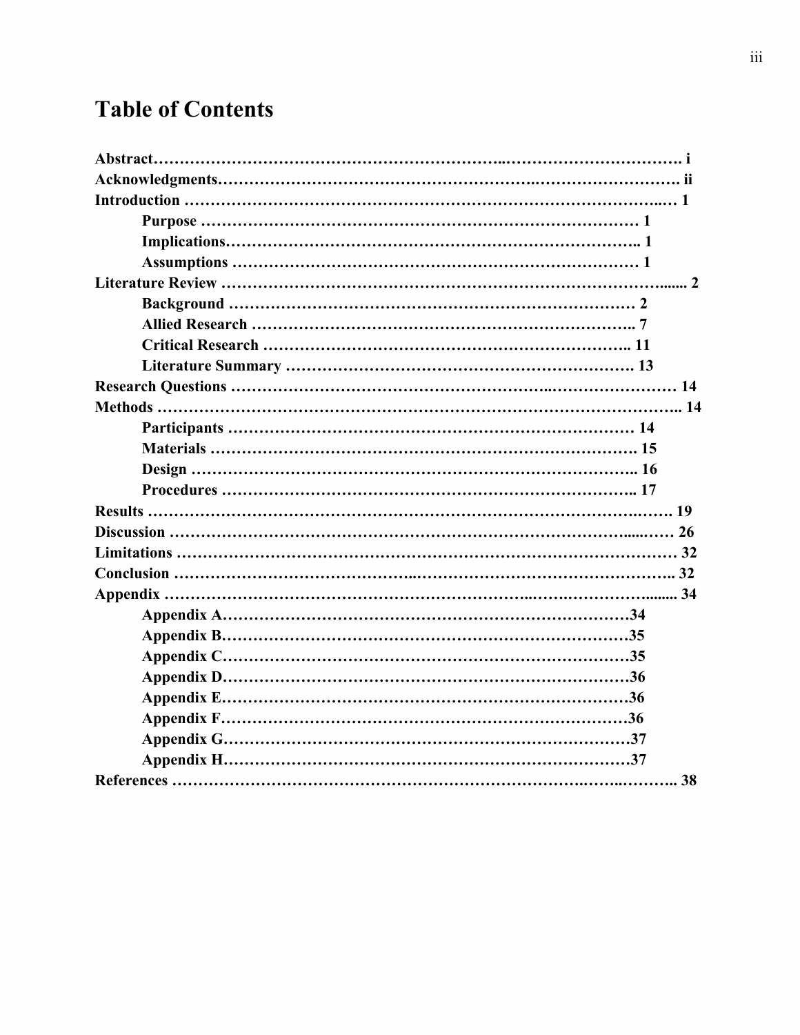# Table of Contents

**Abstract** ........................................................................................................ i
**Acknowledgments** ............................................................................................ ii
**Introduction** .................................................................................................... 1
- **Purpose** ..................................................................................................... 1
- **Implications** .............................................................................................. 1
- **Assumptions** ............................................................................................. 1

**Literature Review** ............................................................................................. 2
- **Background** ............................................................................................... 2
- **Allied Research** ........................................................................................ 7
- **Critical Research** ...................................................................................... 11
- **Literature Summary** ................................................................................. 13

**Research Questions** ........................................................................................... 14
**Methods** ............................................................................................................ 14
- **Participants** .............................................................................................. 14
- **Materials** .................................................................................................. 15
- **Design** ...................................................................................................... 16
- **Procedures** ............................................................................................... 17

**Results** .............................................................................................................. 19
**Discussion** ........................................................................................................ 26
**Limitations** ....................................................................................................... 32
**Conclusion** ........................................................................................................ 32
**Appendix** .......................................................................................................... 34
- **Appendix A** ............................................................................................... 34
- **Appendix B** ............................................................................................... 35
- **Appendix C** ............................................................................................... 35
- **Appendix D** ............................................................................................... 36
- **Appendix E** ............................................................................................... 36
- **Appendix F** ................................................................................................ 36
- **Appendix G** ............................................................................................... 37
- **Appendix H** ............................................................................................... 37

**References** ........................................................................................................ 38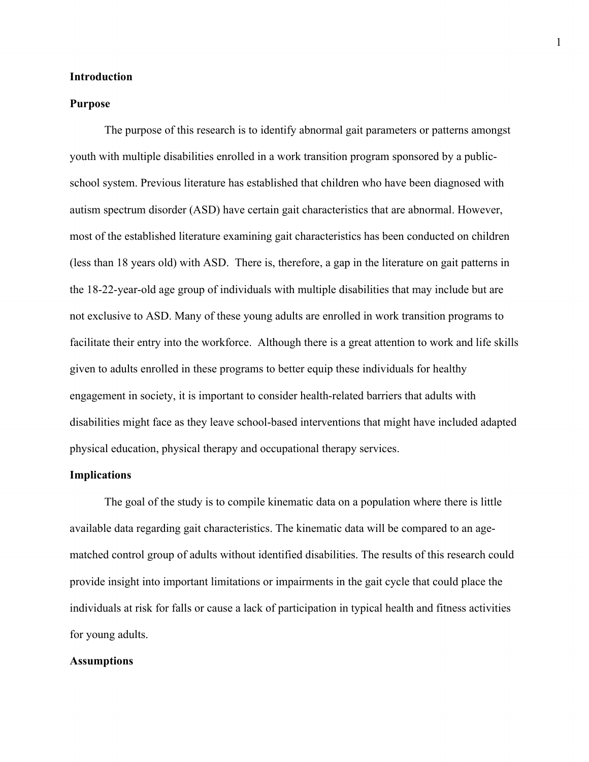## Introduction

### Purpose

The purpose of this research is to identify abnormal gait parameters or patterns amongst youth with multiple disabilities enrolled in a work transition program sponsored by a public-school system. Previous literature has established that children who have been diagnosed with autism spectrum disorder (ASD) have certain gait characteristics that are abnormal. However, most of the established literature examining gait characteristics has been conducted on children (less than 18 years old) with ASD. There is, therefore, a gap in the literature on gait patterns in the 18-22-year-old age group of individuals with multiple disabilities that may include but are not exclusive to ASD. Many of these young adults are enrolled in work transition programs to facilitate their entry into the workforce. Although there is a great attention to work and life skills given to adults enrolled in these programs to better equip these individuals for healthy engagement in society, it is important to consider health-related barriers that adults with disabilities might face as they leave school-based interventions that might have included adapted physical education, physical therapy and occupational therapy services.

### Implications

The goal of the study is to compile kinematic data on a population where there is little available data regarding gait characteristics. The kinematic data will be compared to an age-matched control group of adults without identified disabilities. The results of this research could provide insight into important limitations or impairments in the gait cycle that could place the individuals at risk for falls or cause a lack of participation in typical health and fitness activities for young adults.

### Assumptions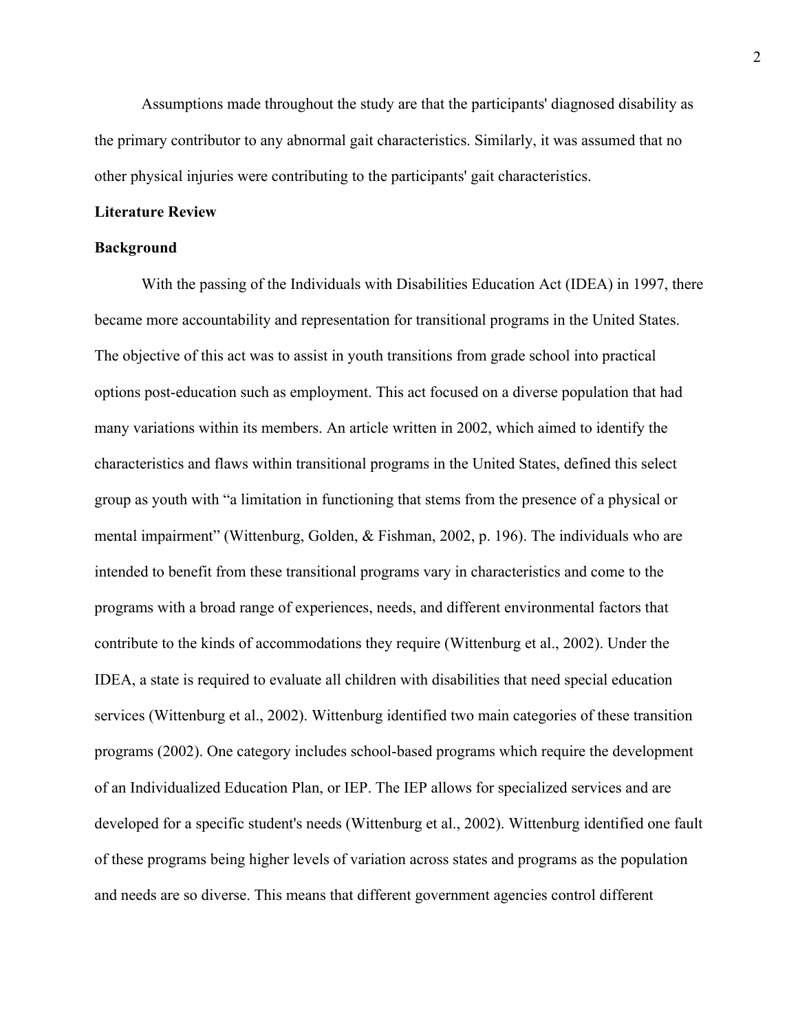Assumptions made throughout the study are that the participants' diagnosed disability as the primary contributor to any abnormal gait characteristics. Similarly, it was assumed that no other physical injuries were contributing to the participants' gait characteristics.

## Literature Review

### Background

With the passing of the Individuals with Disabilities Education Act (IDEA) in 1997, there became more accountability and representation for transitional programs in the United States. The objective of this act was to assist in youth transitions from grade school into practical options post-education such as employment. This act focused on a diverse population that had many variations within its members. An article written in 2002, which aimed to identify the characteristics and flaws within transitional programs in the United States, defined this select group as youth with "a limitation in functioning that stems from the presence of a physical or mental impairment" (Wittenburg, Golden, & Fishman, 2002, p. 196). The individuals who are intended to benefit from these transitional programs vary in characteristics and come to the programs with a broad range of experiences, needs, and different environmental factors that contribute to the kinds of accommodations they require (Wittenburg et al., 2002). Under the IDEA, a state is required to evaluate all children with disabilities that need special education services (Wittenburg et al., 2002). Wittenburg identified two main categories of these transition programs (2002). One category includes school-based programs which require the development of an Individualized Education Plan, or IEP. The IEP allows for specialized services and are developed for a specific student's needs (Wittenburg et al., 2002). Wittenburg identified one fault of these programs being higher levels of variation across states and programs as the population and needs are so diverse. This means that different government agencies control different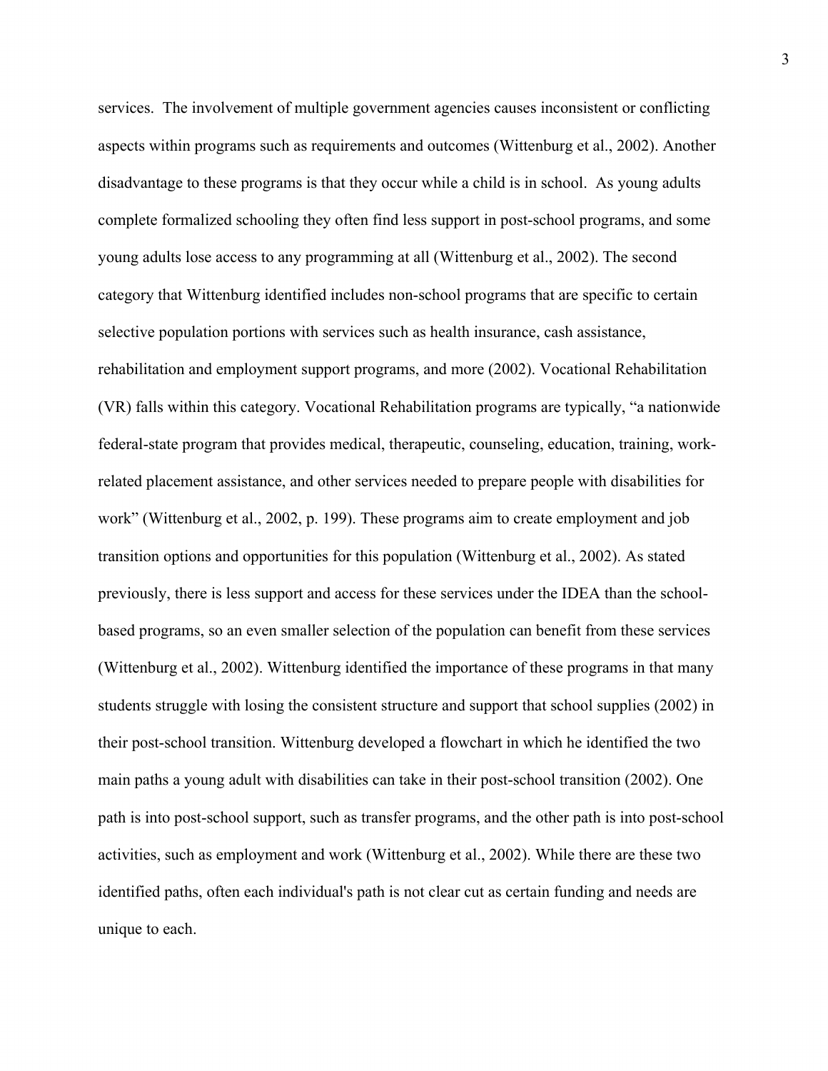services. The involvement of multiple government agencies causes inconsistent or conflicting aspects within programs such as requirements and outcomes (Wittenburg et al., 2002). Another disadvantage to these programs is that they occur while a child is in school. As young adults complete formalized schooling they often find less support in post-school programs, and some young adults lose access to any programming at all (Wittenburg et al., 2002). The second category that Wittenburg identified includes non-school programs that are specific to certain selective population portions with services such as health insurance, cash assistance, rehabilitation and employment support programs, and more (2002). Vocational Rehabilitation (VR) falls within this category. Vocational Rehabilitation programs are typically, "a nationwide federal-state program that provides medical, therapeutic, counseling, education, training, work-related placement assistance, and other services needed to prepare people with disabilities for work" (Wittenburg et al., 2002, p. 199). These programs aim to create employment and job transition options and opportunities for this population (Wittenburg et al., 2002). As stated previously, there is less support and access for these services under the IDEA than the school-based programs, so an even smaller selection of the population can benefit from these services (Wittenburg et al., 2002). Wittenburg identified the importance of these programs in that many students struggle with losing the consistent structure and support that school supplies (2002) in their post-school transition. Wittenburg developed a flowchart in which he identified the two main paths a young adult with disabilities can take in their post-school transition (2002). One path is into post-school support, such as transfer programs, and the other path is into post-school activities, such as employment and work (Wittenburg et al., 2002). While there are these two identified paths, often each individual's path is not clear cut as certain funding and needs are unique to each.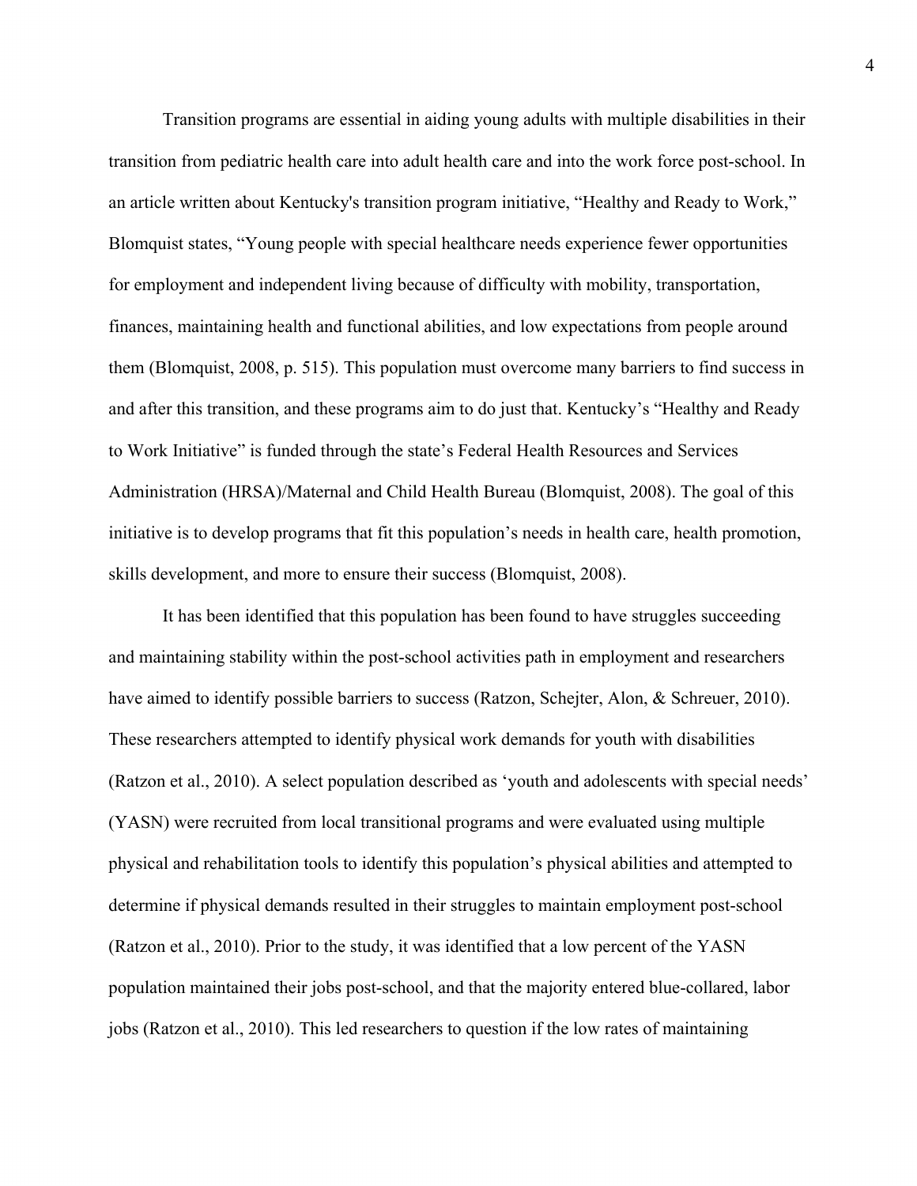Transition programs are essential in aiding young adults with multiple disabilities in their transition from pediatric health care into adult health care and into the work force post-school. In an article written about Kentucky's transition program initiative, "Healthy and Ready to Work," Blomquist states, "Young people with special healthcare needs experience fewer opportunities for employment and independent living because of difficulty with mobility, transportation, finances, maintaining health and functional abilities, and low expectations from people around them (Blomquist, 2008, p. 515). This population must overcome many barriers to find success in and after this transition, and these programs aim to do just that. Kentucky's "Healthy and Ready to Work Initiative" is funded through the state's Federal Health Resources and Services Administration (HRSA)/Maternal and Child Health Bureau (Blomquist, 2008). The goal of this initiative is to develop programs that fit this population's needs in health care, health promotion, skills development, and more to ensure their success (Blomquist, 2008).

It has been identified that this population has been found to have struggles succeeding and maintaining stability within the post-school activities path in employment and researchers have aimed to identify possible barriers to success (Ratzon, Schejter, Alon, & Schreuer, 2010). These researchers attempted to identify physical work demands for youth with disabilities (Ratzon et al., 2010). A select population described as 'youth and adolescents with special needs' (YASN) were recruited from local transitional programs and were evaluated using multiple physical and rehabilitation tools to identify this population's physical abilities and attempted to determine if physical demands resulted in their struggles to maintain employment post-school (Ratzon et al., 2010). Prior to the study, it was identified that a low percent of the YASN population maintained their jobs post-school, and that the majority entered blue-collared, labor jobs (Ratzon et al., 2010). This led researchers to question if the low rates of maintaining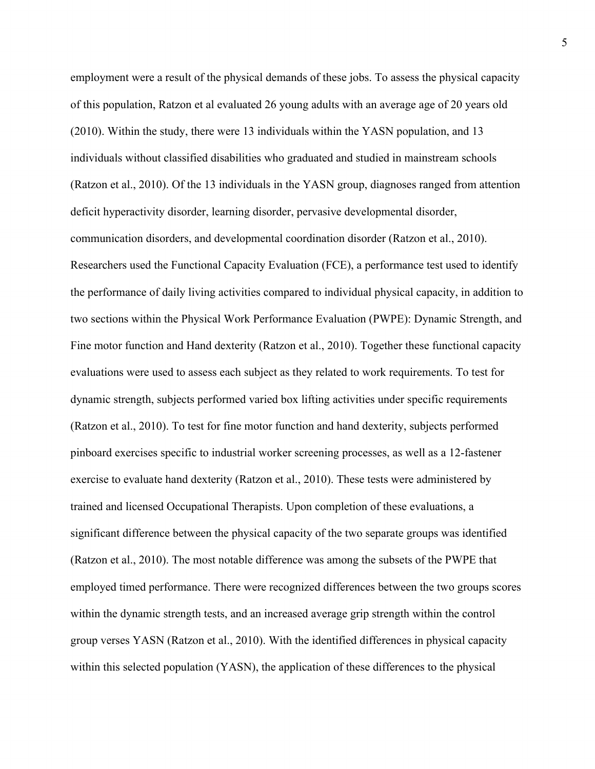employment were a result of the physical demands of these jobs. To assess the physical capacity of this population, Ratzon et al evaluated 26 young adults with an average age of 20 years old (2010). Within the study, there were 13 individuals within the YASN population, and 13 individuals without classified disabilities who graduated and studied in mainstream schools (Ratzon et al., 2010). Of the 13 individuals in the YASN group, diagnoses ranged from attention deficit hyperactivity disorder, learning disorder, pervasive developmental disorder, communication disorders, and developmental coordination disorder (Ratzon et al., 2010). Researchers used the Functional Capacity Evaluation (FCE), a performance test used to identify the performance of daily living activities compared to individual physical capacity, in addition to two sections within the Physical Work Performance Evaluation (PWPE): Dynamic Strength, and Fine motor function and Hand dexterity (Ratzon et al., 2010). Together these functional capacity evaluations were used to assess each subject as they related to work requirements. To test for dynamic strength, subjects performed varied box lifting activities under specific requirements (Ratzon et al., 2010). To test for fine motor function and hand dexterity, subjects performed pinboard exercises specific to industrial worker screening processes, as well as a 12-fastener exercise to evaluate hand dexterity (Ratzon et al., 2010). These tests were administered by trained and licensed Occupational Therapists. Upon completion of these evaluations, a significant difference between the physical capacity of the two separate groups was identified (Ratzon et al., 2010). The most notable difference was among the subsets of the PWPE that employed timed performance. There were recognized differences between the two groups scores within the dynamic strength tests, and an increased average grip strength within the control group verses YASN (Ratzon et al., 2010). With the identified differences in physical capacity within this selected population (YASN), the application of these differences to the physical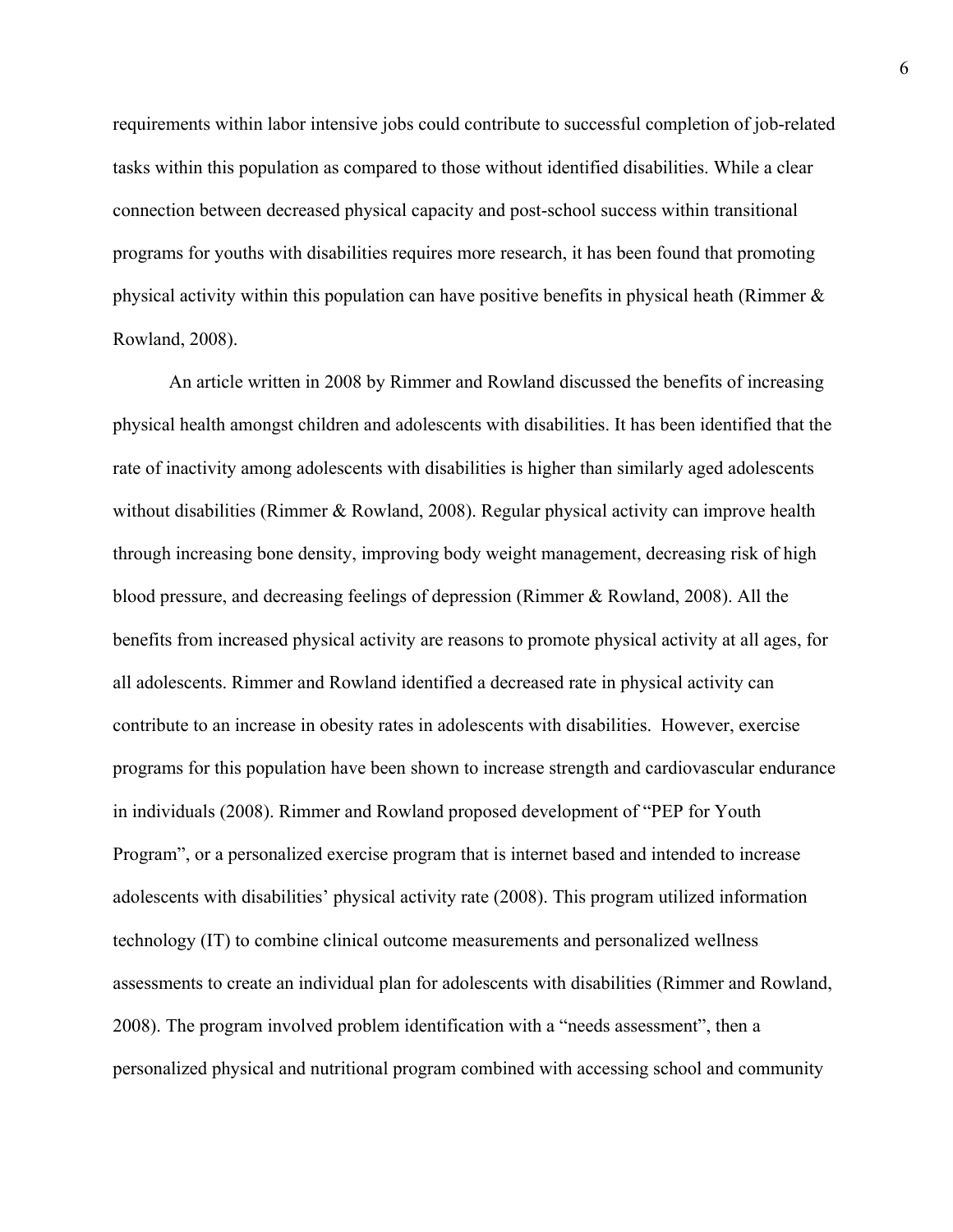requirements within labor intensive jobs could contribute to successful completion of job-related tasks within this population as compared to those without identified disabilities. While a clear connection between decreased physical capacity and post-school success within transitional programs for youths with disabilities requires more research, it has been found that promoting physical activity within this population can have positive benefits in physical heath (Rimmer & Rowland, 2008).

An article written in 2008 by Rimmer and Rowland discussed the benefits of increasing physical health amongst children and adolescents with disabilities. It has been identified that the rate of inactivity among adolescents with disabilities is higher than similarly aged adolescents without disabilities (Rimmer & Rowland, 2008). Regular physical activity can improve health through increasing bone density, improving body weight management, decreasing risk of high blood pressure, and decreasing feelings of depression (Rimmer & Rowland, 2008). All the benefits from increased physical activity are reasons to promote physical activity at all ages, for all adolescents. Rimmer and Rowland identified a decreased rate in physical activity can contribute to an increase in obesity rates in adolescents with disabilities. However, exercise programs for this population have been shown to increase strength and cardiovascular endurance in individuals (2008). Rimmer and Rowland proposed development of "PEP for Youth Program", or a personalized exercise program that is internet based and intended to increase adolescents with disabilities' physical activity rate (2008). This program utilized information technology (IT) to combine clinical outcome measurements and personalized wellness assessments to create an individual plan for adolescents with disabilities (Rimmer and Rowland, 2008). The program involved problem identification with a "needs assessment", then a personalized physical and nutritional program combined with accessing school and community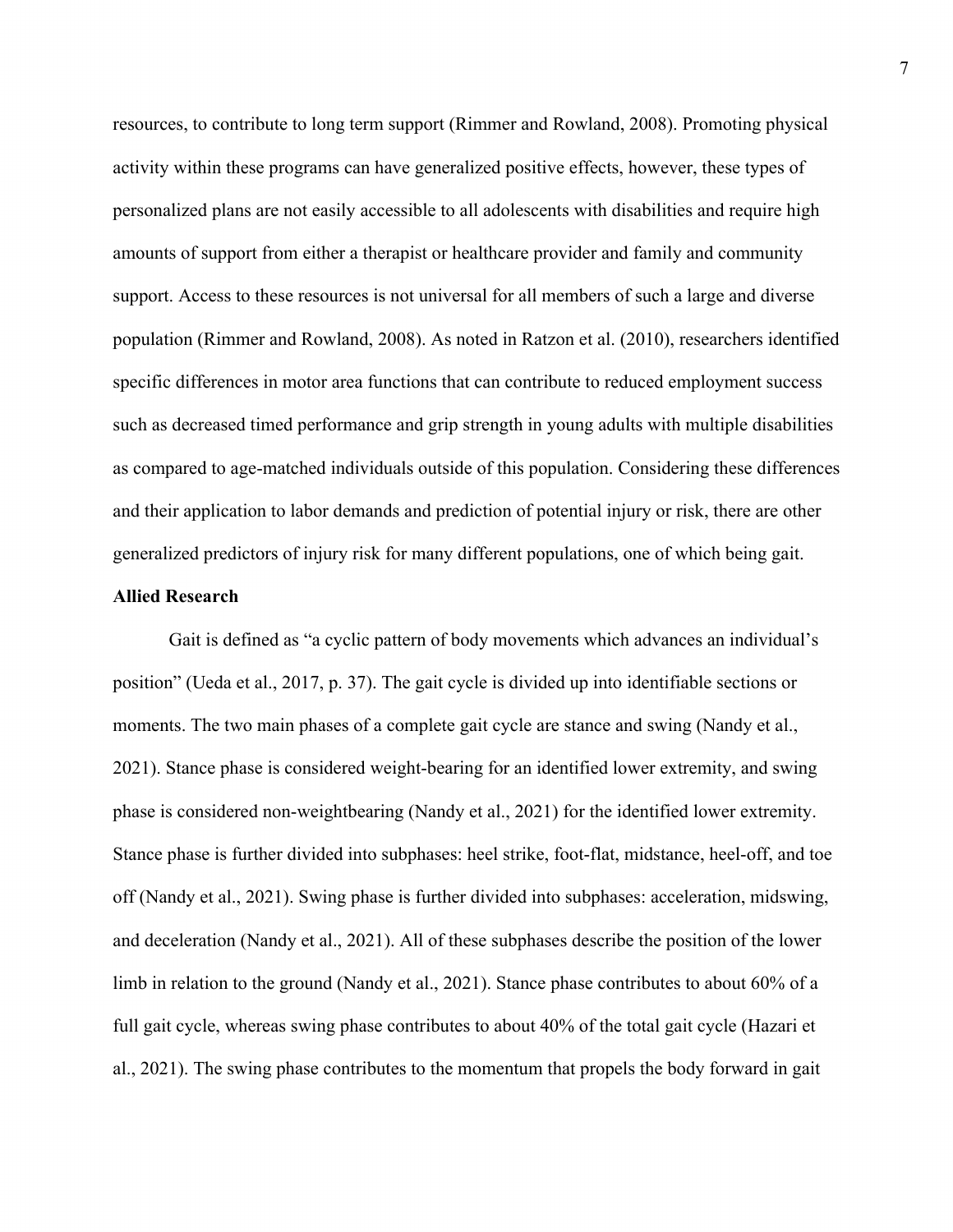resources, to contribute to long term support (Rimmer and Rowland, 2008). Promoting physical activity within these programs can have generalized positive effects, however, these types of personalized plans are not easily accessible to all adolescents with disabilities and require high amounts of support from either a therapist or healthcare provider and family and community support. Access to these resources is not universal for all members of such a large and diverse population (Rimmer and Rowland, 2008). As noted in Ratzon et al. (2010), researchers identified specific differences in motor area functions that can contribute to reduced employment success such as decreased timed performance and grip strength in young adults with multiple disabilities as compared to age-matched individuals outside of this population. Considering these differences and their application to labor demands and prediction of potential injury or risk, there are other generalized predictors of injury risk for many different populations, one of which being gait.

**Allied Research**

Gait is defined as "a cyclic pattern of body movements which advances an individual's position" (Ueda et al., 2017, p. 37). The gait cycle is divided up into identifiable sections or moments. The two main phases of a complete gait cycle are stance and swing (Nandy et al., 2021). Stance phase is considered weight-bearing for an identified lower extremity, and swing phase is considered non-weightbearing (Nandy et al., 2021) for the identified lower extremity. Stance phase is further divided into subphases: heel strike, foot-flat, midstance, heel-off, and toe off (Nandy et al., 2021). Swing phase is further divided into subphases: acceleration, midswing, and deceleration (Nandy et al., 2021). All of these subphases describe the position of the lower limb in relation to the ground (Nandy et al., 2021). Stance phase contributes to about 60% of a full gait cycle, whereas swing phase contributes to about 40% of the total gait cycle (Hazari et al., 2021). The swing phase contributes to the momentum that propels the body forward in gait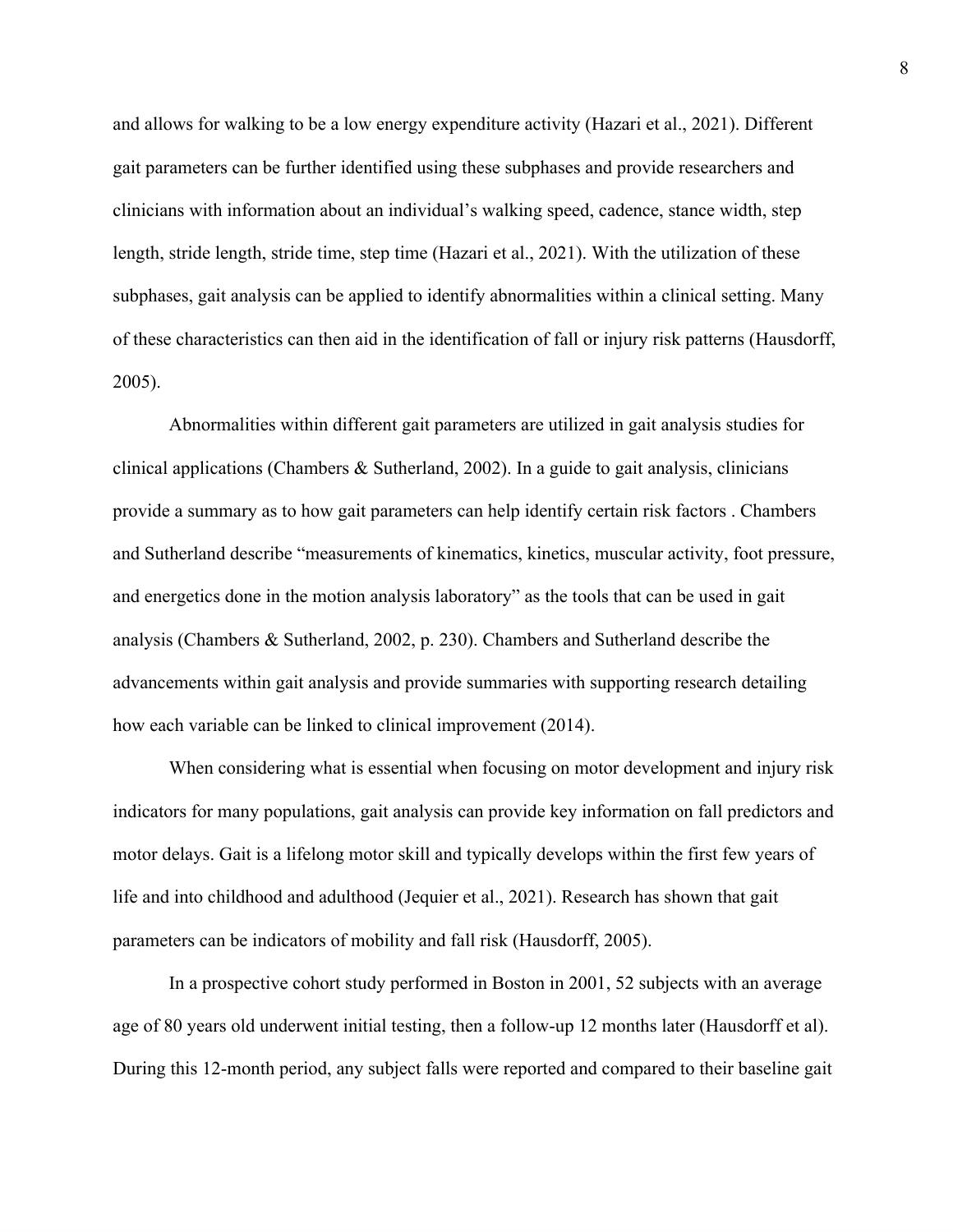and allows for walking to be a low energy expenditure activity (Hazari et al., 2021). Different gait parameters can be further identified using these subphases and provide researchers and clinicians with information about an individual's walking speed, cadence, stance width, step length, stride length, stride time, step time (Hazari et al., 2021). With the utilization of these subphases, gait analysis can be applied to identify abnormalities within a clinical setting. Many of these characteristics can then aid in the identification of fall or injury risk patterns (Hausdorff, 2005).

Abnormalities within different gait parameters are utilized in gait analysis studies for clinical applications (Chambers & Sutherland, 2002). In a guide to gait analysis, clinicians provide a summary as to how gait parameters can help identify certain risk factors . Chambers and Sutherland describe "measurements of kinematics, kinetics, muscular activity, foot pressure, and energetics done in the motion analysis laboratory" as the tools that can be used in gait analysis (Chambers & Sutherland, 2002, p. 230). Chambers and Sutherland describe the advancements within gait analysis and provide summaries with supporting research detailing how each variable can be linked to clinical improvement (2014).

When considering what is essential when focusing on motor development and injury risk indicators for many populations, gait analysis can provide key information on fall predictors and motor delays. Gait is a lifelong motor skill and typically develops within the first few years of life and into childhood and adulthood (Jequier et al., 2021). Research has shown that gait parameters can be indicators of mobility and fall risk (Hausdorff, 2005).

In a prospective cohort study performed in Boston in 2001, 52 subjects with an average age of 80 years old underwent initial testing, then a follow-up 12 months later (Hausdorff et al). During this 12-month period, any subject falls were reported and compared to their baseline gait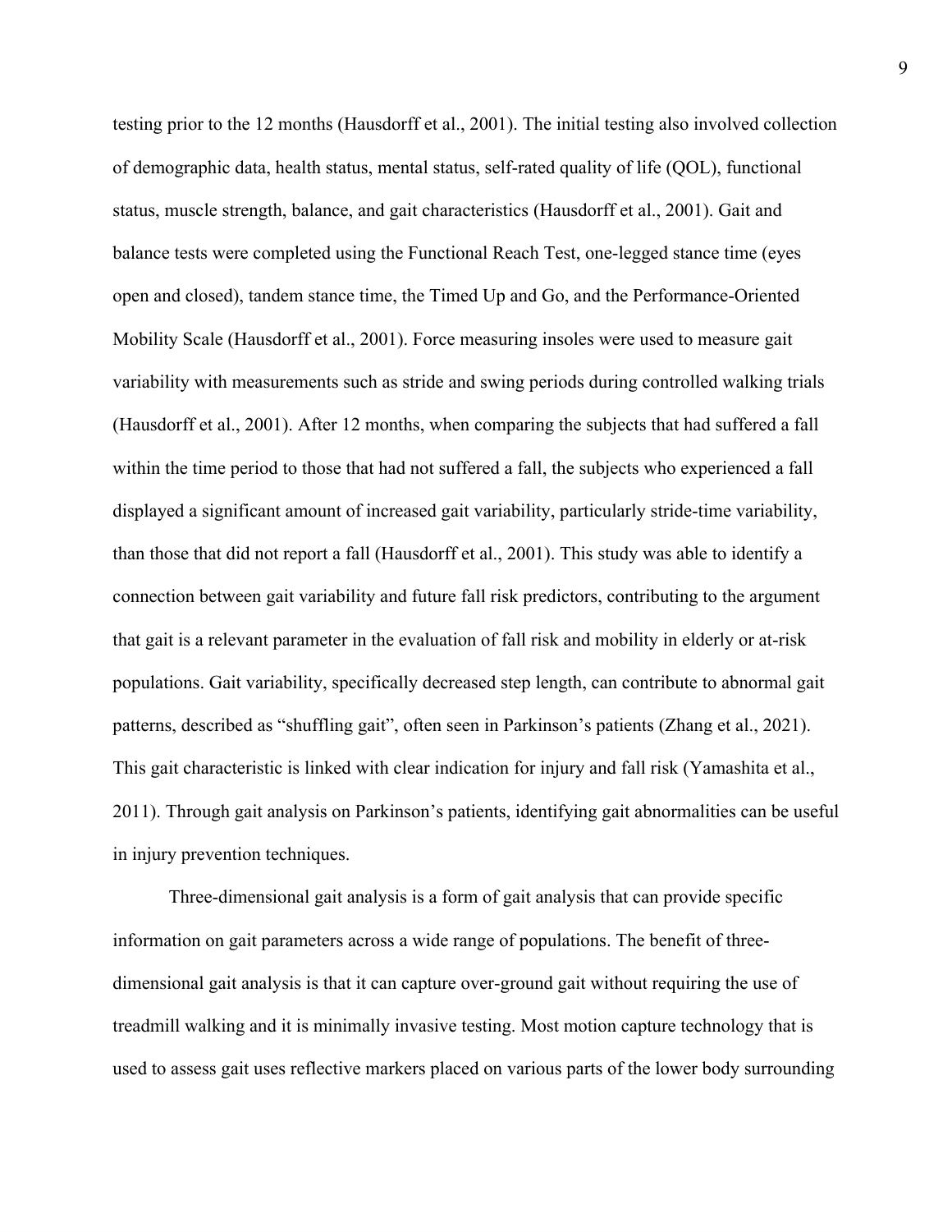testing prior to the 12 months (Hausdorff et al., 2001). The initial testing also involved collection of demographic data, health status, mental status, self-rated quality of life (QOL), functional status, muscle strength, balance, and gait characteristics (Hausdorff et al., 2001). Gait and balance tests were completed using the Functional Reach Test, one-legged stance time (eyes open and closed), tandem stance time, the Timed Up and Go, and the Performance-Oriented Mobility Scale (Hausdorff et al., 2001). Force measuring insoles were used to measure gait variability with measurements such as stride and swing periods during controlled walking trials (Hausdorff et al., 2001). After 12 months, when comparing the subjects that had suffered a fall within the time period to those that had not suffered a fall, the subjects who experienced a fall displayed a significant amount of increased gait variability, particularly stride-time variability, than those that did not report a fall (Hausdorff et al., 2001). This study was able to identify a connection between gait variability and future fall risk predictors, contributing to the argument that gait is a relevant parameter in the evaluation of fall risk and mobility in elderly or at-risk populations. Gait variability, specifically decreased step length, can contribute to abnormal gait patterns, described as "shuffling gait", often seen in Parkinson's patients (Zhang et al., 2021). This gait characteristic is linked with clear indication for injury and fall risk (Yamashita et al., 2011). Through gait analysis on Parkinson's patients, identifying gait abnormalities can be useful in injury prevention techniques.

Three-dimensional gait analysis is a form of gait analysis that can provide specific information on gait parameters across a wide range of populations. The benefit of three-dimensional gait analysis is that it can capture over-ground gait without requiring the use of treadmill walking and it is minimally invasive testing. Most motion capture technology that is used to assess gait uses reflective markers placed on various parts of the lower body surrounding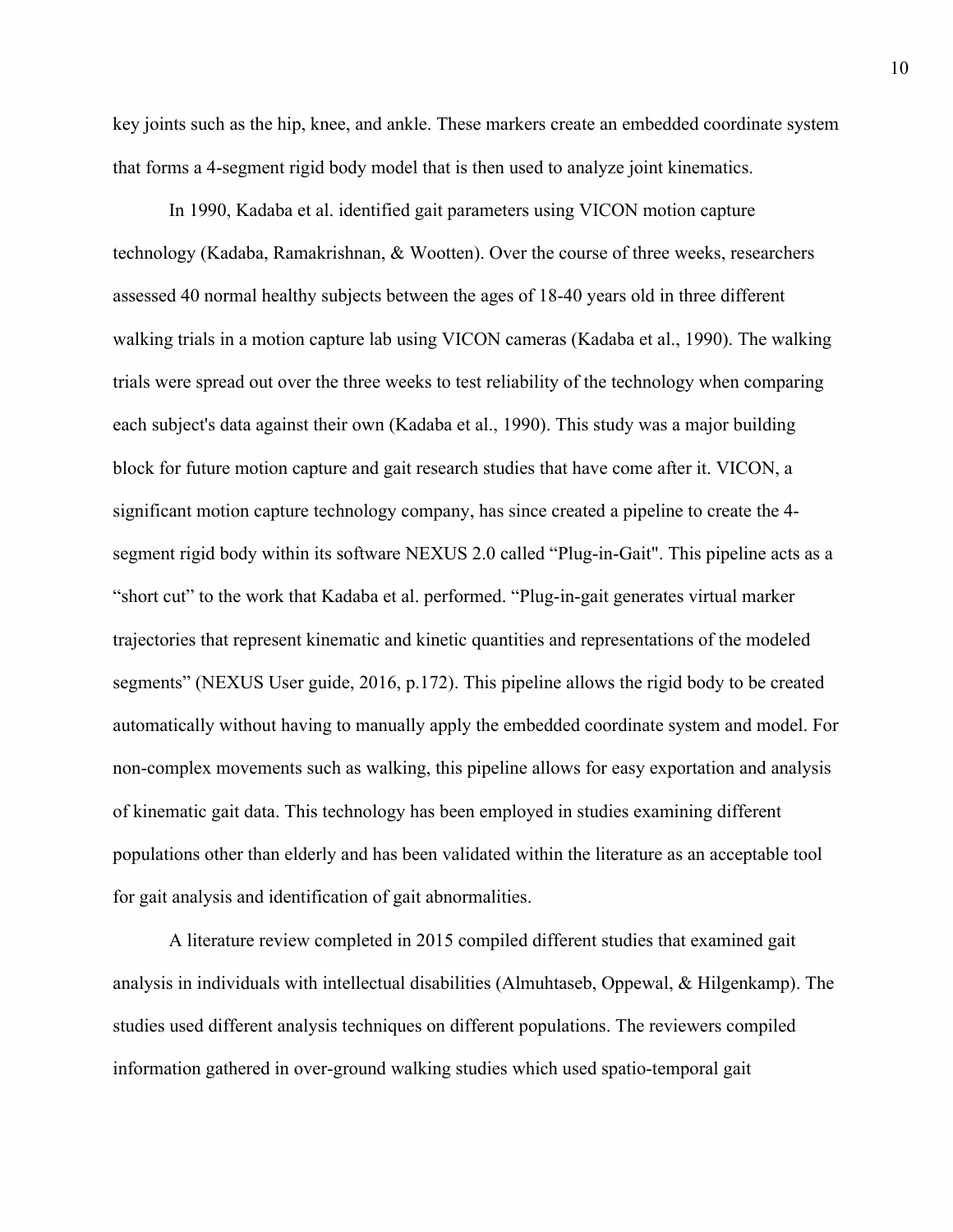key joints such as the hip, knee, and ankle. These markers create an embedded coordinate system that forms a 4-segment rigid body model that is then used to analyze joint kinematics.

In 1990, Kadaba et al. identified gait parameters using VICON motion capture technology (Kadaba, Ramakrishnan, & Wootten). Over the course of three weeks, researchers assessed 40 normal healthy subjects between the ages of 18-40 years old in three different walking trials in a motion capture lab using VICON cameras (Kadaba et al., 1990). The walking trials were spread out over the three weeks to test reliability of the technology when comparing each subject's data against their own (Kadaba et al., 1990). This study was a major building block for future motion capture and gait research studies that have come after it. VICON, a significant motion capture technology company, has since created a pipeline to create the 4-segment rigid body within its software NEXUS 2.0 called "Plug-in-Gait". This pipeline acts as a "short cut" to the work that Kadaba et al. performed. "Plug-in-gait generates virtual marker trajectories that represent kinematic and kinetic quantities and representations of the modeled segments" (NEXUS User guide, 2016, p.172). This pipeline allows the rigid body to be created automatically without having to manually apply the embedded coordinate system and model. For non-complex movements such as walking, this pipeline allows for easy exportation and analysis of kinematic gait data. This technology has been employed in studies examining different populations other than elderly and has been validated within the literature as an acceptable tool for gait analysis and identification of gait abnormalities.

A literature review completed in 2015 compiled different studies that examined gait analysis in individuals with intellectual disabilities (Almuhtaseb, Oppewal, & Hilgenkamp). The studies used different analysis techniques on different populations. The reviewers compiled information gathered in over-ground walking studies which used spatio-temporal gait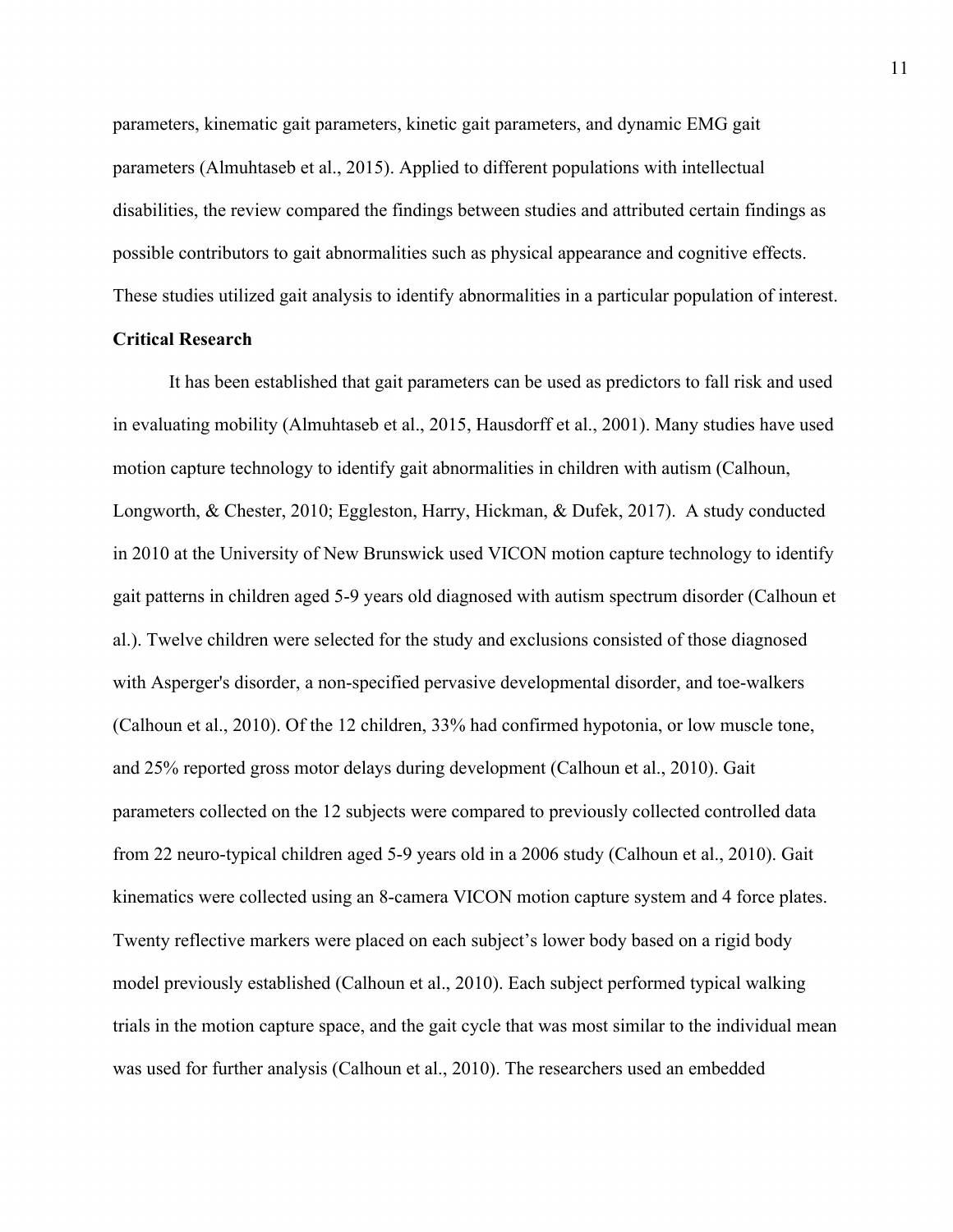parameters, kinematic gait parameters, kinetic gait parameters, and dynamic EMG gait parameters (Almuhtaseb et al., 2015). Applied to different populations with intellectual disabilities, the review compared the findings between studies and attributed certain findings as possible contributors to gait abnormalities such as physical appearance and cognitive effects. These studies utilized gait analysis to identify abnormalities in a particular population of interest.

**Critical Research**

It has been established that gait parameters can be used as predictors to fall risk and used in evaluating mobility (Almuhtaseb et al., 2015, Hausdorff et al., 2001). Many studies have used motion capture technology to identify gait abnormalities in children with autism (Calhoun, Longworth, & Chester, 2010; Eggleston, Harry, Hickman, & Dufek, 2017). A study conducted in 2010 at the University of New Brunswick used VICON motion capture technology to identify gait patterns in children aged 5-9 years old diagnosed with autism spectrum disorder (Calhoun et al.). Twelve children were selected for the study and exclusions consisted of those diagnosed with Asperger's disorder, a non-specified pervasive developmental disorder, and toe-walkers (Calhoun et al., 2010). Of the 12 children, 33% had confirmed hypotonia, or low muscle tone, and 25% reported gross motor delays during development (Calhoun et al., 2010). Gait parameters collected on the 12 subjects were compared to previously collected controlled data from 22 neuro-typical children aged 5-9 years old in a 2006 study (Calhoun et al., 2010). Gait kinematics were collected using an 8-camera VICON motion capture system and 4 force plates. Twenty reflective markers were placed on each subject's lower body based on a rigid body model previously established (Calhoun et al., 2010). Each subject performed typical walking trials in the motion capture space, and the gait cycle that was most similar to the individual mean was used for further analysis (Calhoun et al., 2010). The researchers used an embedded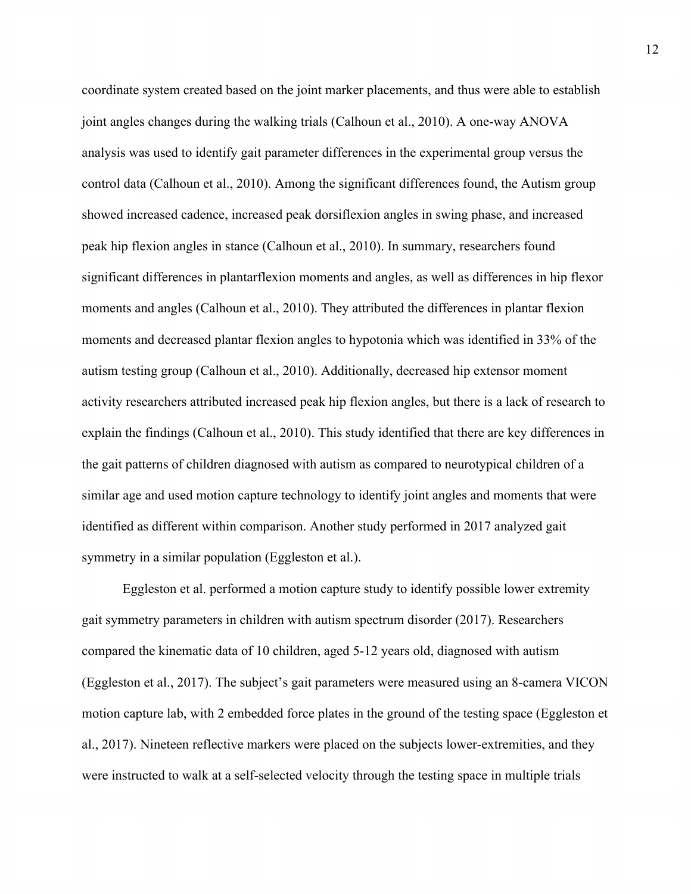coordinate system created based on the joint marker placements, and thus were able to establish joint angles changes during the walking trials (Calhoun et al., 2010). A one-way ANOVA analysis was used to identify gait parameter differences in the experimental group versus the control data (Calhoun et al., 2010). Among the significant differences found, the Autism group showed increased cadence, increased peak dorsiflexion angles in swing phase, and increased peak hip flexion angles in stance (Calhoun et al., 2010). In summary, researchers found significant differences in plantarflexion moments and angles, as well as differences in hip flexor moments and angles (Calhoun et al., 2010). They attributed the differences in plantar flexion moments and decreased plantar flexion angles to hypotonia which was identified in 33% of the autism testing group (Calhoun et al., 2010). Additionally, decreased hip extensor moment activity researchers attributed increased peak hip flexion angles, but there is a lack of research to explain the findings (Calhoun et al., 2010). This study identified that there are key differences in the gait patterns of children diagnosed with autism as compared to neurotypical children of a similar age and used motion capture technology to identify joint angles and moments that were identified as different within comparison. Another study performed in 2017 analyzed gait symmetry in a similar population (Eggleston et al.).

Eggleston et al. performed a motion capture study to identify possible lower extremity gait symmetry parameters in children with autism spectrum disorder (2017). Researchers compared the kinematic data of 10 children, aged 5-12 years old, diagnosed with autism (Eggleston et al., 2017). The subject's gait parameters were measured using an 8-camera VICON motion capture lab, with 2 embedded force plates in the ground of the testing space (Eggleston et al., 2017). Nineteen reflective markers were placed on the subjects lower-extremities, and they were instructed to walk at a self-selected velocity through the testing space in multiple trials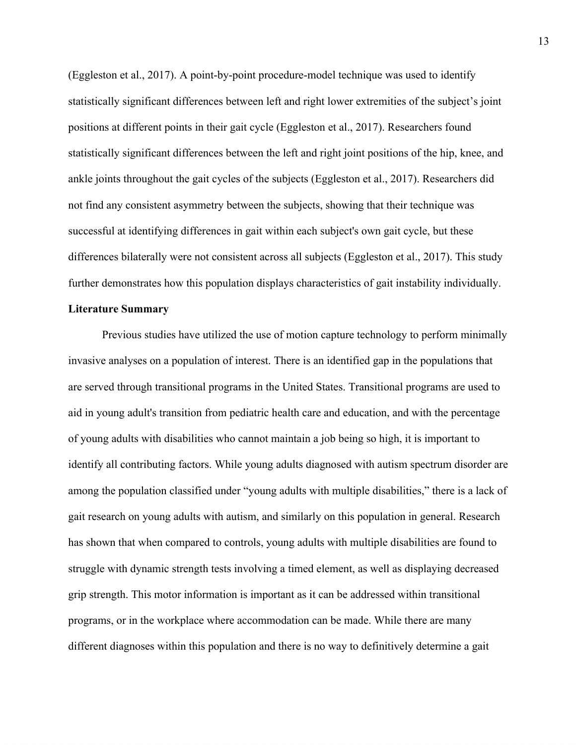(Eggleston et al., 2017). A point-by-point procedure-model technique was used to identify statistically significant differences between left and right lower extremities of the subject's joint positions at different points in their gait cycle (Eggleston et al., 2017). Researchers found statistically significant differences between the left and right joint positions of the hip, knee, and ankle joints throughout the gait cycles of the subjects (Eggleston et al., 2017). Researchers did not find any consistent asymmetry between the subjects, showing that their technique was successful at identifying differences in gait within each subject's own gait cycle, but these differences bilaterally were not consistent across all subjects (Eggleston et al., 2017). This study further demonstrates how this population displays characteristics of gait instability individually.

**Literature Summary**

Previous studies have utilized the use of motion capture technology to perform minimally invasive analyses on a population of interest. There is an identified gap in the populations that are served through transitional programs in the United States. Transitional programs are used to aid in young adult's transition from pediatric health care and education, and with the percentage of young adults with disabilities who cannot maintain a job being so high, it is important to identify all contributing factors. While young adults diagnosed with autism spectrum disorder are among the population classified under "young adults with multiple disabilities," there is a lack of gait research on young adults with autism, and similarly on this population in general. Research has shown that when compared to controls, young adults with multiple disabilities are found to struggle with dynamic strength tests involving a timed element, as well as displaying decreased grip strength. This motor information is important as it can be addressed within transitional programs, or in the workplace where accommodation can be made. While there are many different diagnoses within this population and there is no way to definitively determine a gait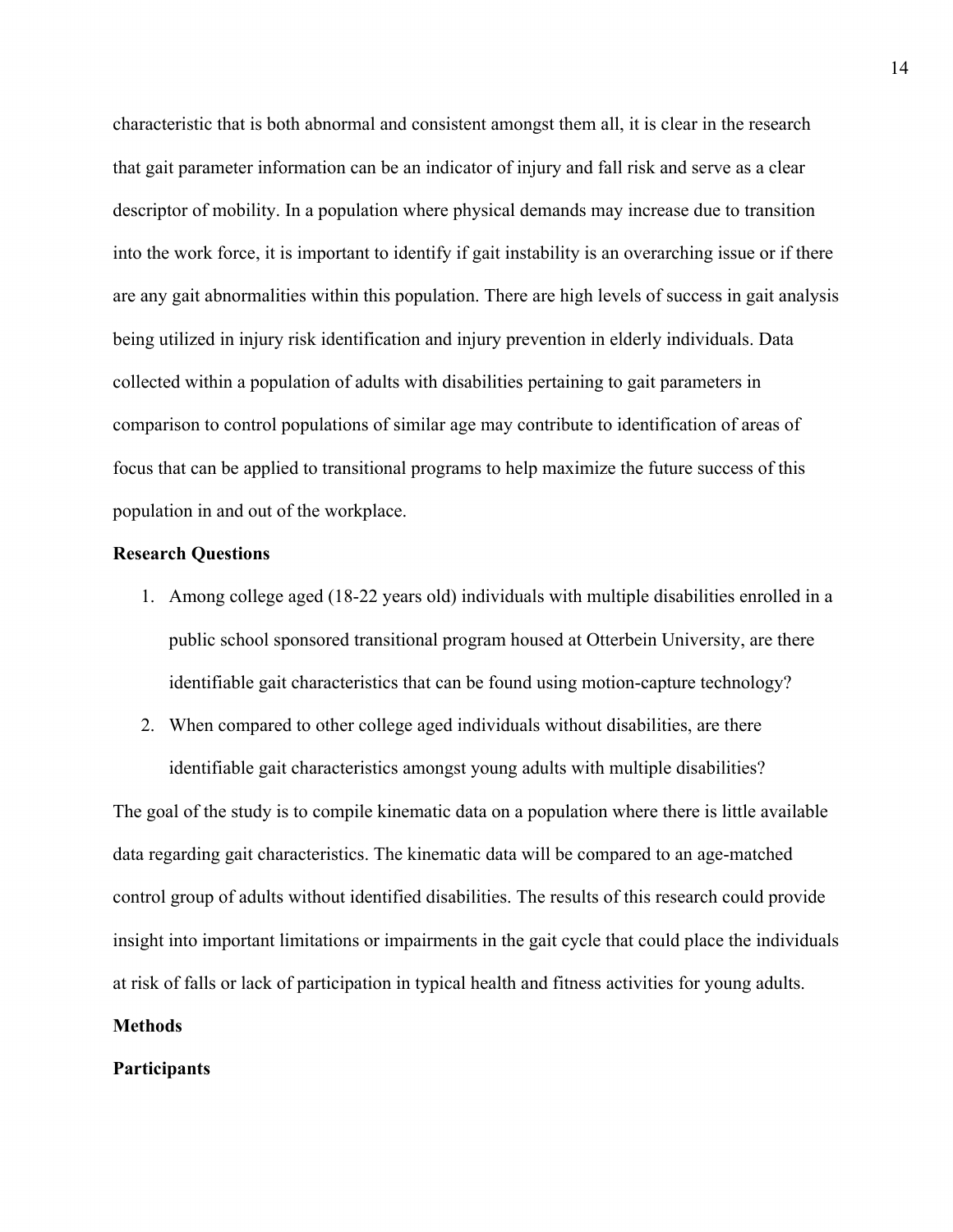characteristic that is both abnormal and consistent amongst them all, it is clear in the research that gait parameter information can be an indicator of injury and fall risk and serve as a clear descriptor of mobility. In a population where physical demands may increase due to transition into the work force, it is important to identify if gait instability is an overarching issue or if there are any gait abnormalities within this population. There are high levels of success in gait analysis being utilized in injury risk identification and injury prevention in elderly individuals. Data collected within a population of adults with disabilities pertaining to gait parameters in comparison to control populations of similar age may contribute to identification of areas of focus that can be applied to transitional programs to help maximize the future success of this population in and out of the workplace.

**Research Questions**

1. Among college aged (18-22 years old) individuals with multiple disabilities enrolled in a public school sponsored transitional program housed at Otterbein University, are there identifiable gait characteristics that can be found using motion-capture technology?
2. When compared to other college aged individuals without disabilities, are there identifiable gait characteristics amongst young adults with multiple disabilities?

The goal of the study is to compile kinematic data on a population where there is little available data regarding gait characteristics. The kinematic data will be compared to an age-matched control group of adults without identified disabilities. The results of this research could provide insight into important limitations or impairments in the gait cycle that could place the individuals at risk of falls or lack of participation in typical health and fitness activities for young adults.

**Methods**

**Participants**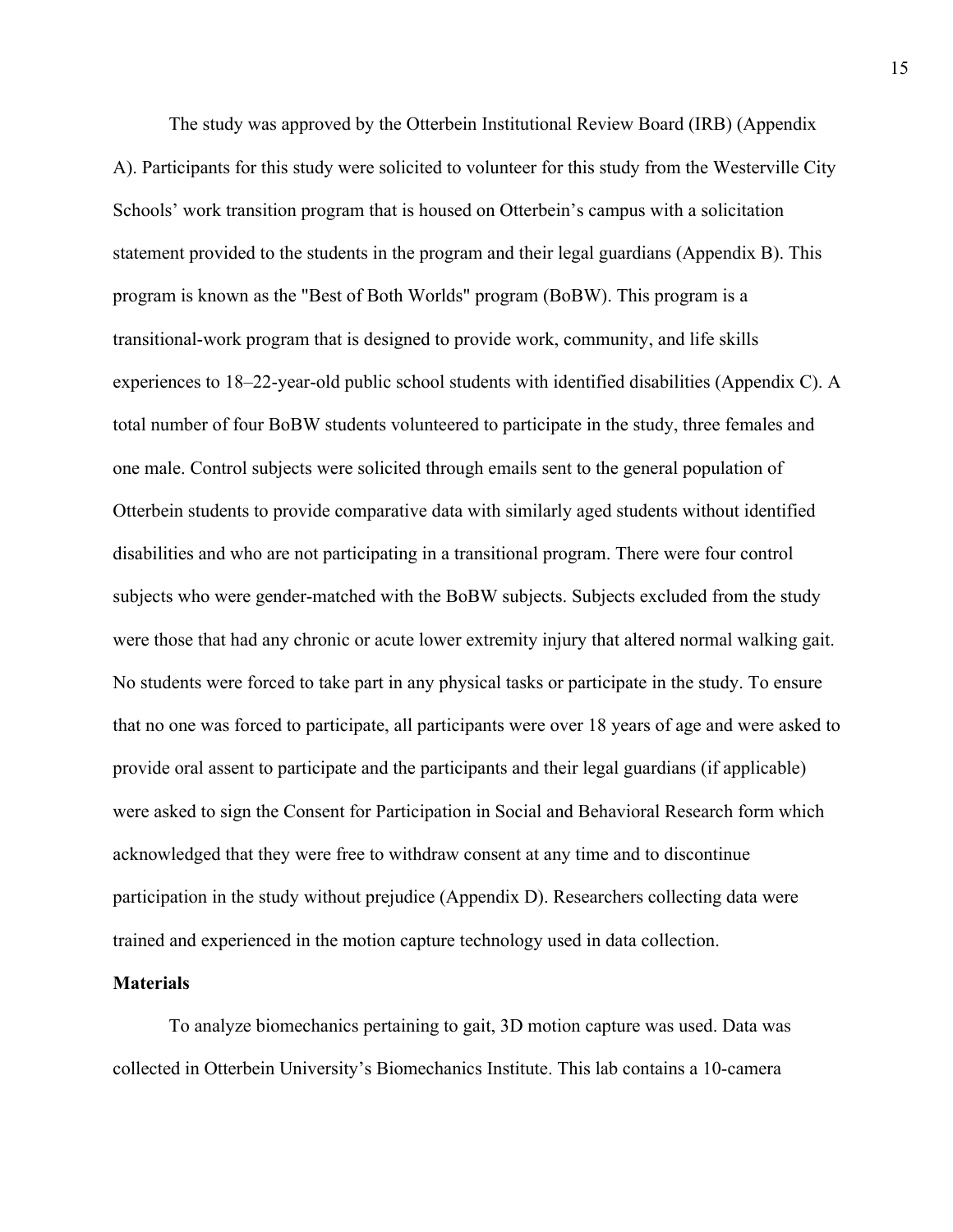The study was approved by the Otterbein Institutional Review Board (IRB) (Appendix A). Participants for this study were solicited to volunteer for this study from the Westerville City Schools' work transition program that is housed on Otterbein's campus with a solicitation statement provided to the students in the program and their legal guardians (Appendix B). This program is known as the "Best of Both Worlds" program (BoBW). This program is a transitional-work program that is designed to provide work, community, and life skills experiences to 18–22-year-old public school students with identified disabilities (Appendix C). A total number of four BoBW students volunteered to participate in the study, three females and one male. Control subjects were solicited through emails sent to the general population of Otterbein students to provide comparative data with similarly aged students without identified disabilities and who are not participating in a transitional program. There were four control subjects who were gender-matched with the BoBW subjects. Subjects excluded from the study were those that had any chronic or acute lower extremity injury that altered normal walking gait. No students were forced to take part in any physical tasks or participate in the study. To ensure that no one was forced to participate, all participants were over 18 years of age and were asked to provide oral assent to participate and the participants and their legal guardians (if applicable) were asked to sign the Consent for Participation in Social and Behavioral Research form which acknowledged that they were free to withdraw consent at any time and to discontinue participation in the study without prejudice (Appendix D). Researchers collecting data were trained and experienced in the motion capture technology used in data collection.

**Materials**

To analyze biomechanics pertaining to gait, 3D motion capture was used. Data was collected in Otterbein University's Biomechanics Institute. This lab contains a 10-camera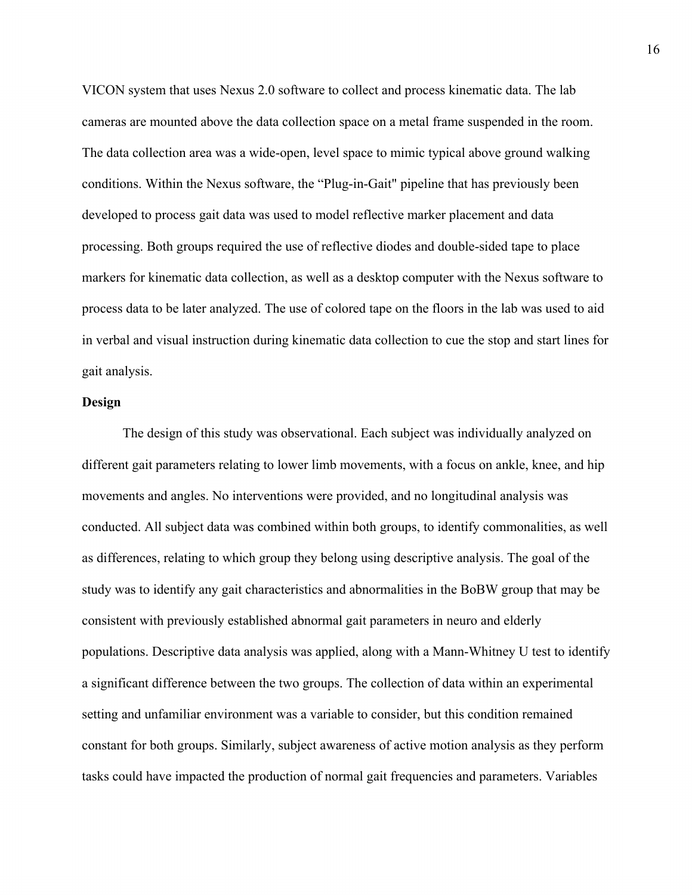VICON system that uses Nexus 2.0 software to collect and process kinematic data. The lab cameras are mounted above the data collection space on a metal frame suspended in the room. The data collection area was a wide-open, level space to mimic typical above ground walking conditions. Within the Nexus software, the "Plug-in-Gait" pipeline that has previously been developed to process gait data was used to model reflective marker placement and data processing. Both groups required the use of reflective diodes and double-sided tape to place markers for kinematic data collection, as well as a desktop computer with the Nexus software to process data to be later analyzed. The use of colored tape on the floors in the lab was used to aid in verbal and visual instruction during kinematic data collection to cue the stop and start lines for gait analysis.

**Design**

The design of this study was observational. Each subject was individually analyzed on different gait parameters relating to lower limb movements, with a focus on ankle, knee, and hip movements and angles. No interventions were provided, and no longitudinal analysis was conducted. All subject data was combined within both groups, to identify commonalities, as well as differences, relating to which group they belong using descriptive analysis. The goal of the study was to identify any gait characteristics and abnormalities in the BoBW group that may be consistent with previously established abnormal gait parameters in neuro and elderly populations. Descriptive data analysis was applied, along with a Mann-Whitney U test to identify a significant difference between the two groups. The collection of data within an experimental setting and unfamiliar environment was a variable to consider, but this condition remained constant for both groups. Similarly, subject awareness of active motion analysis as they perform tasks could have impacted the production of normal gait frequencies and parameters. Variables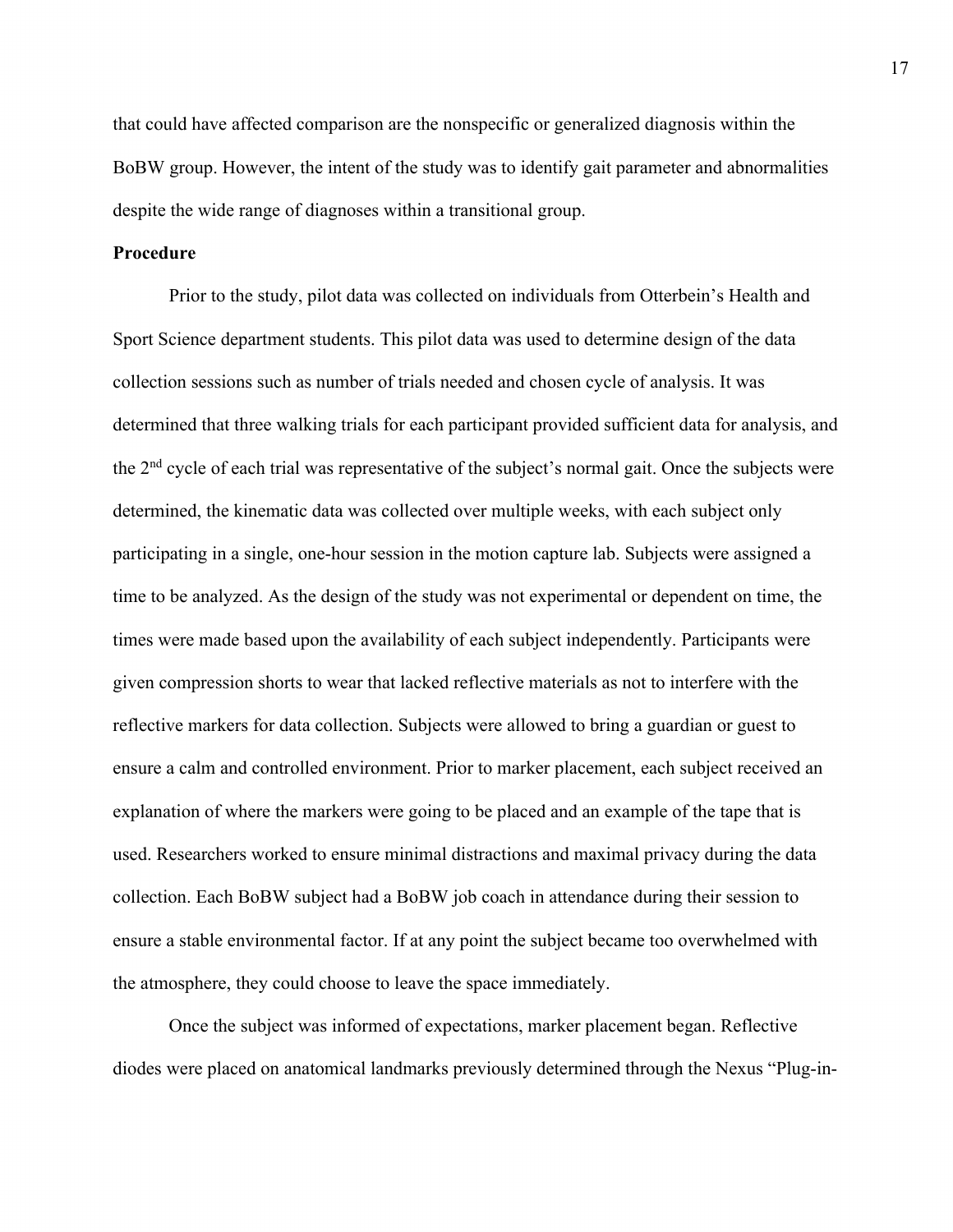that could have affected comparison are the nonspecific or generalized diagnosis within the BoBW group. However, the intent of the study was to identify gait parameter and abnormalities despite the wide range of diagnoses within a transitional group.

**Procedure**

Prior to the study, pilot data was collected on individuals from Otterbein's Health and Sport Science department students. This pilot data was used to determine design of the data collection sessions such as number of trials needed and chosen cycle of analysis. It was determined that three walking trials for each participant provided sufficient data for analysis, and the 2nd cycle of each trial was representative of the subject's normal gait. Once the subjects were determined, the kinematic data was collected over multiple weeks, with each subject only participating in a single, one-hour session in the motion capture lab. Subjects were assigned a time to be analyzed. As the design of the study was not experimental or dependent on time, the times were made based upon the availability of each subject independently. Participants were given compression shorts to wear that lacked reflective materials as not to interfere with the reflective markers for data collection. Subjects were allowed to bring a guardian or guest to ensure a calm and controlled environment. Prior to marker placement, each subject received an explanation of where the markers were going to be placed and an example of the tape that is used. Researchers worked to ensure minimal distractions and maximal privacy during the data collection. Each BoBW subject had a BoBW job coach in attendance during their session to ensure a stable environmental factor. If at any point the subject became too overwhelmed with the atmosphere, they could choose to leave the space immediately.

Once the subject was informed of expectations, marker placement began. Reflective diodes were placed on anatomical landmarks previously determined through the Nexus "Plug-in-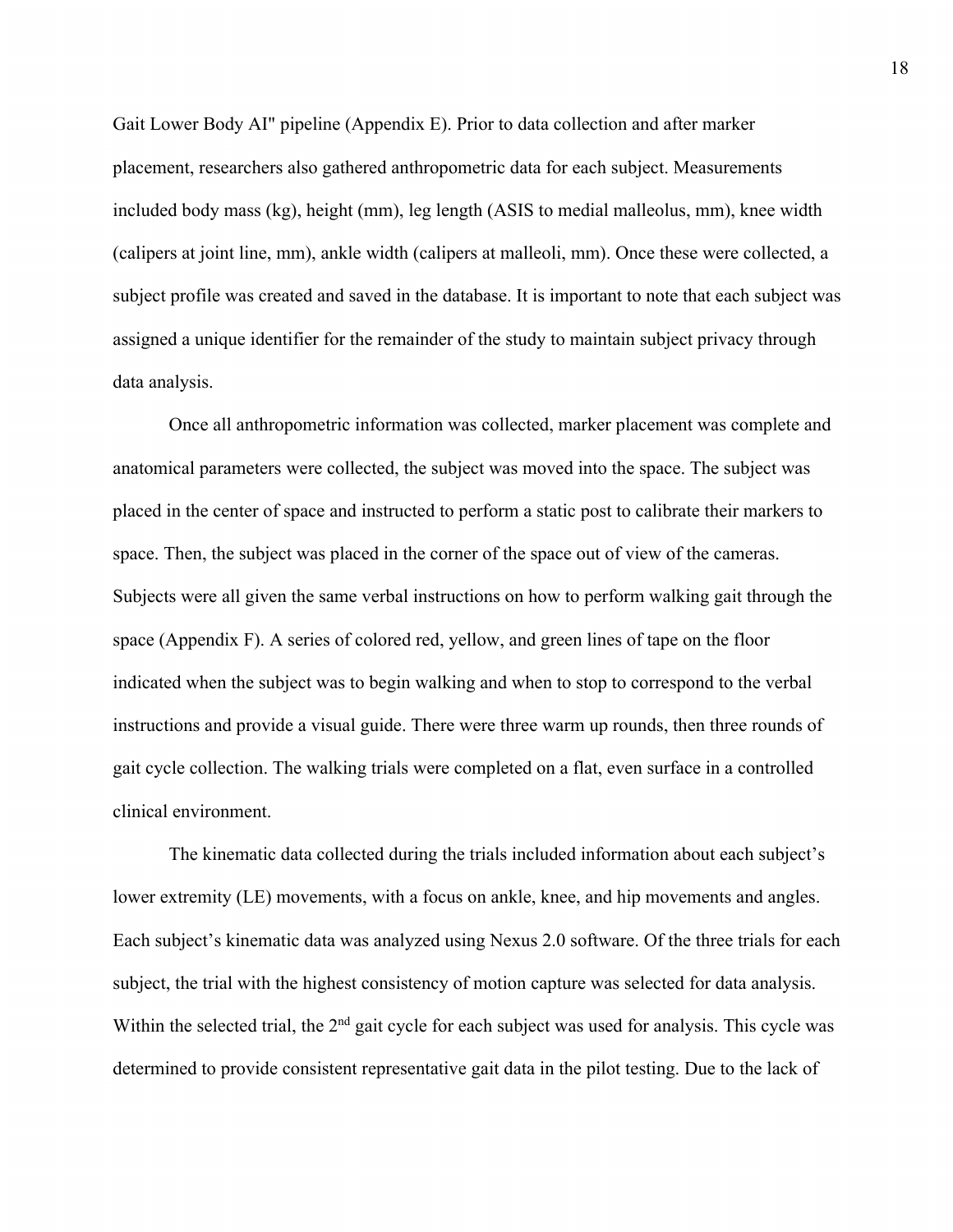Gait Lower Body AI" pipeline (Appendix E). Prior to data collection and after marker placement, researchers also gathered anthropometric data for each subject. Measurements included body mass (kg), height (mm), leg length (ASIS to medial malleolus, mm), knee width (calipers at joint line, mm), ankle width (calipers at malleoli, mm). Once these were collected, a subject profile was created and saved in the database. It is important to note that each subject was assigned a unique identifier for the remainder of the study to maintain subject privacy through data analysis.

Once all anthropometric information was collected, marker placement was complete and anatomical parameters were collected, the subject was moved into the space. The subject was placed in the center of space and instructed to perform a static post to calibrate their markers to space. Then, the subject was placed in the corner of the space out of view of the cameras. Subjects were all given the same verbal instructions on how to perform walking gait through the space (Appendix F). A series of colored red, yellow, and green lines of tape on the floor indicated when the subject was to begin walking and when to stop to correspond to the verbal instructions and provide a visual guide. There were three warm up rounds, then three rounds of gait cycle collection. The walking trials were completed on a flat, even surface in a controlled clinical environment.

The kinematic data collected during the trials included information about each subject's lower extremity (LE) movements, with a focus on ankle, knee, and hip movements and angles. Each subject's kinematic data was analyzed using Nexus 2.0 software. Of the three trials for each subject, the trial with the highest consistency of motion capture was selected for data analysis. Within the selected trial, the 2nd gait cycle for each subject was used for analysis. This cycle was determined to provide consistent representative gait data in the pilot testing. Due to the lack of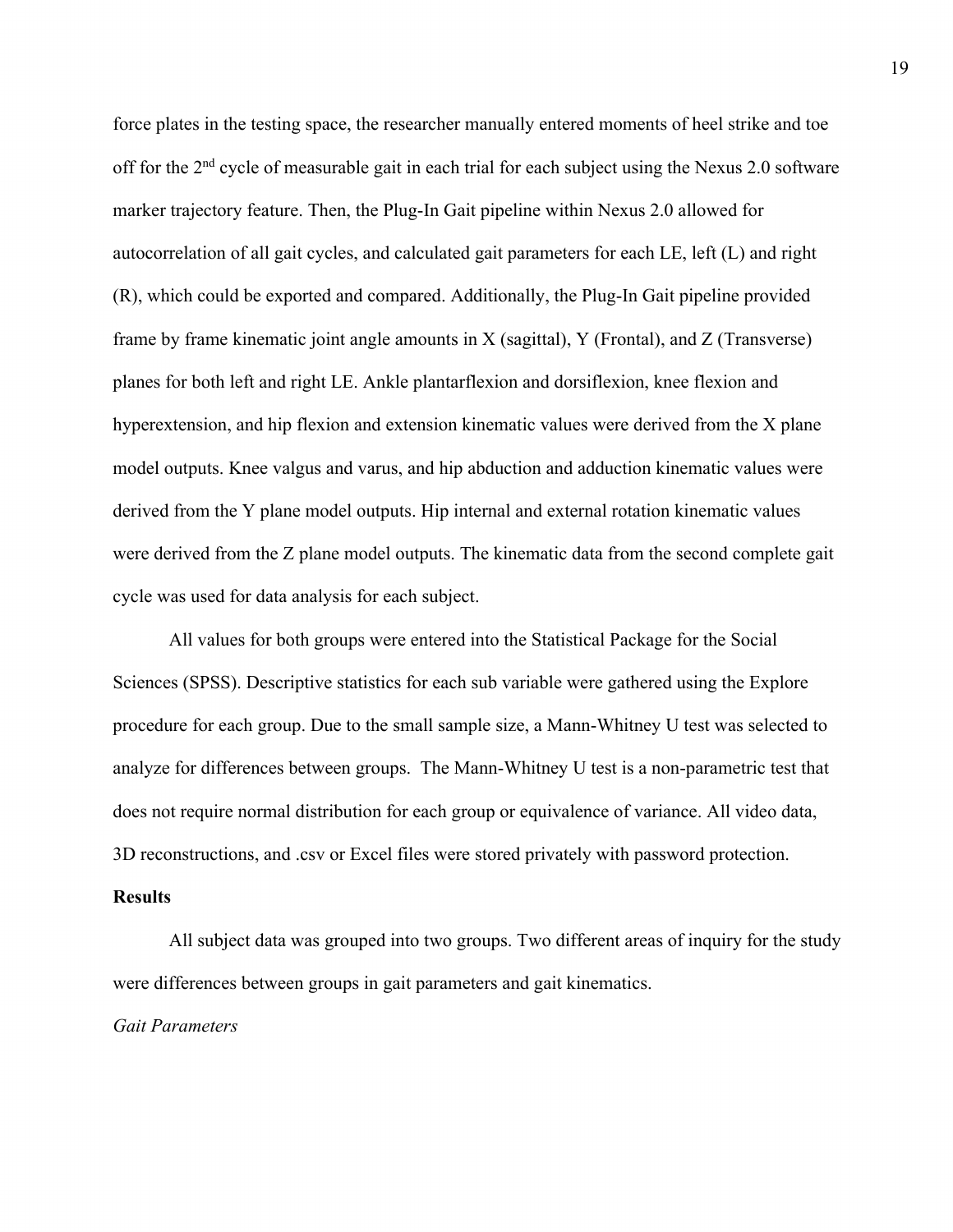force plates in the testing space, the researcher manually entered moments of heel strike and toe off for the 2nd cycle of measurable gait in each trial for each subject using the Nexus 2.0 software marker trajectory feature. Then, the Plug-In Gait pipeline within Nexus 2.0 allowed for autocorrelation of all gait cycles, and calculated gait parameters for each LE, left (L) and right (R), which could be exported and compared. Additionally, the Plug-In Gait pipeline provided frame by frame kinematic joint angle amounts in X (sagittal), Y (Frontal), and Z (Transverse) planes for both left and right LE. Ankle plantarflexion and dorsiflexion, knee flexion and hyperextension, and hip flexion and extension kinematic values were derived from the X plane model outputs. Knee valgus and varus, and hip abduction and adduction kinematic values were derived from the Y plane model outputs. Hip internal and external rotation kinematic values were derived from the Z plane model outputs. The kinematic data from the second complete gait cycle was used for data analysis for each subject.

All values for both groups were entered into the Statistical Package for the Social Sciences (SPSS). Descriptive statistics for each sub variable were gathered using the Explore procedure for each group. Due to the small sample size, a Mann-Whitney U test was selected to analyze for differences between groups. The Mann-Whitney U test is a non-parametric test that does not require normal distribution for each group or equivalence of variance. All video data, 3D reconstructions, and .csv or Excel files were stored privately with password protection.

**Results**

All subject data was grouped into two groups. Two different areas of inquiry for the study were differences between groups in gait parameters and gait kinematics.

*Gait Parameters*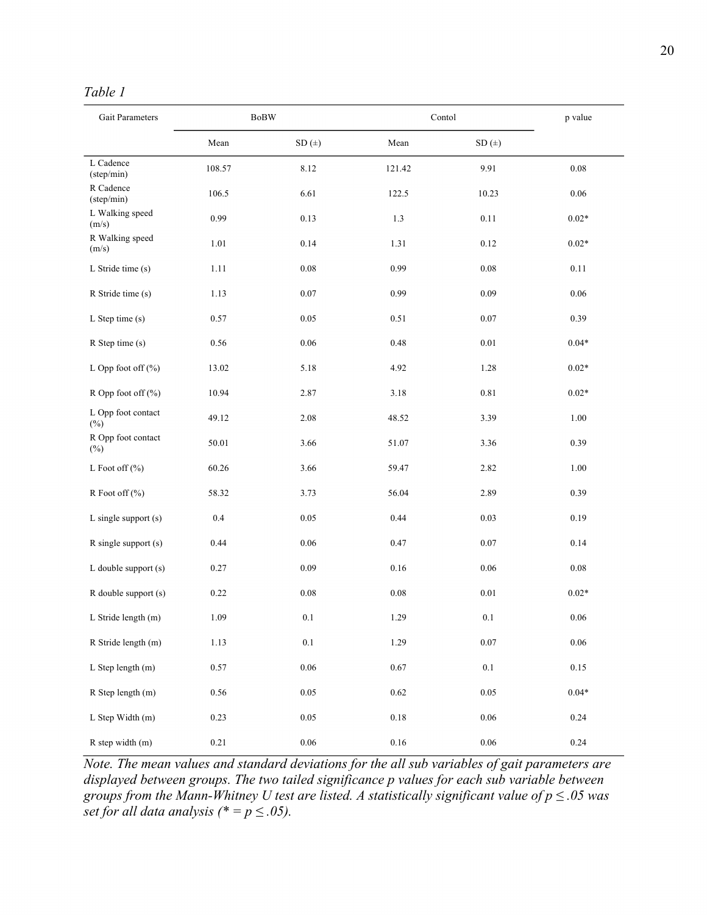*Table 1*

| Gait Parameters | BoBW | | Contol | | p value |
|---|---|---|---|---|---|
| | Mean | SD (±) | Mean | SD (±) | |
| L Cadence (step/min) | 108.57 | 8.12 | 121.42 | 9.91 | 0.08 |
| R Cadence (step/min) | 106.5 | 6.61 | 122.5 | 10.23 | 0.06 |
| L Walking speed (m/s) | 0.99 | 0.13 | 1.3 | 0.11 | 0.02* |
| R Walking speed (m/s) | 1.01 | 0.14 | 1.31 | 0.12 | 0.02* |
| L Stride time (s) | 1.11 | 0.08 | 0.99 | 0.08 | 0.11 |
| R Stride time (s) | 1.13 | 0.07 | 0.99 | 0.09 | 0.06 |
| L Step time (s) | 0.57 | 0.05 | 0.51 | 0.07 | 0.39 |
| R Step time (s) | 0.56 | 0.06 | 0.48 | 0.01 | 0.04* |
| L Opp foot off (%) | 13.02 | 5.18 | 4.92 | 1.28 | 0.02* |
| R Opp foot off (%) | 10.94 | 2.87 | 3.18 | 0.81 | 0.02* |
| L Opp foot contact (%) | 49.12 | 2.08 | 48.52 | 3.39 | 1.00 |
| R Opp foot contact (%) | 50.01 | 3.66 | 51.07 | 3.36 | 0.39 |
| L Foot off (%) | 60.26 | 3.66 | 59.47 | 2.82 | 1.00 |
| R Foot off (%) | 58.32 | 3.73 | 56.04 | 2.89 | 0.39 |
| L single support (s) | 0.4 | 0.05 | 0.44 | 0.03 | 0.19 |
| R single support (s) | 0.44 | 0.06 | 0.47 | 0.07 | 0.14 |
| L double support (s) | 0.27 | 0.09 | 0.16 | 0.06 | 0.08 |
| R double support (s) | 0.22 | 0.08 | 0.08 | 0.01 | 0.02* |
| L Stride length (m) | 1.09 | 0.1 | 1.29 | 0.1 | 0.06 |
| R Stride length (m) | 1.13 | 0.1 | 1.29 | 0.07 | 0.06 |
| L Step length (m) | 0.57 | 0.06 | 0.67 | 0.1 | 0.15 |
| R Step length (m) | 0.56 | 0.05 | 0.62 | 0.05 | 0.04* |
| L Step Width (m) | 0.23 | 0.05 | 0.18 | 0.06 | 0.24 |
| R step width (m) | 0.21 | 0.06 | 0.16 | 0.06 | 0.24 |

*Note. The mean values and standard deviations for the all sub variables of gait parameters are displayed between groups. The two tailed significance p values for each sub variable between groups from the Mann-Whitney U test are listed. A statistically significant value of $p \leq .05$ was set for all data analysis (* = $p \leq .05$).*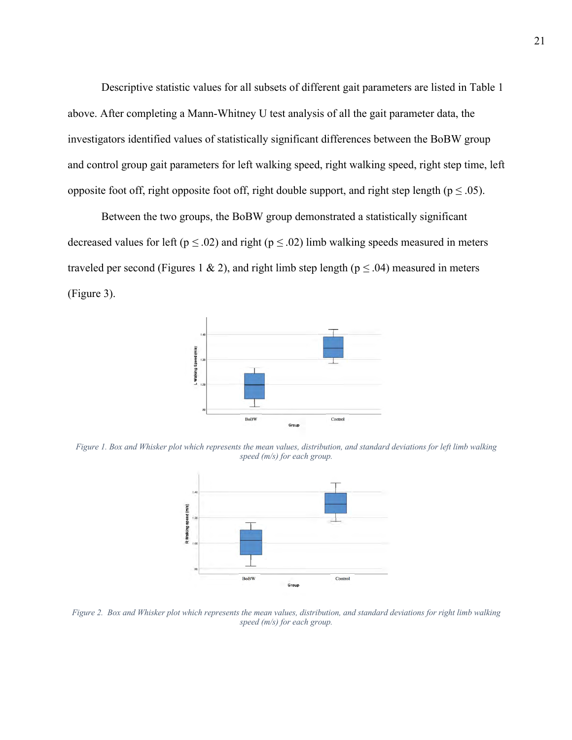Descriptive statistic values for all subsets of different gait parameters are listed in Table 1 above. After completing a Mann-Whitney U test analysis of all the gait parameter data, the investigators identified values of statistically significant differences between the BoBW group and control group gait parameters for left walking speed, right walking speed, right step time, left opposite foot off, right opposite foot off, right double support, and right step length ($p \leq .05$).

Between the two groups, the BoBW group demonstrated a statistically significant decreased values for left ($p \leq .02$) and right ($p \leq .02$) limb walking speeds measured in meters traveled per second (Figures 1 & 2), and right limb step length ($p \leq .04$) measured in meters (Figure 3).

*Figure 1. Box and Whisker plot which represents the mean values, distribution, and standard deviations for left limb walking speed (m/s) for each group.*

*Figure 2. Box and Whisker plot which represents the mean values, distribution, and standard deviations for right limb walking speed (m/s) for each group.*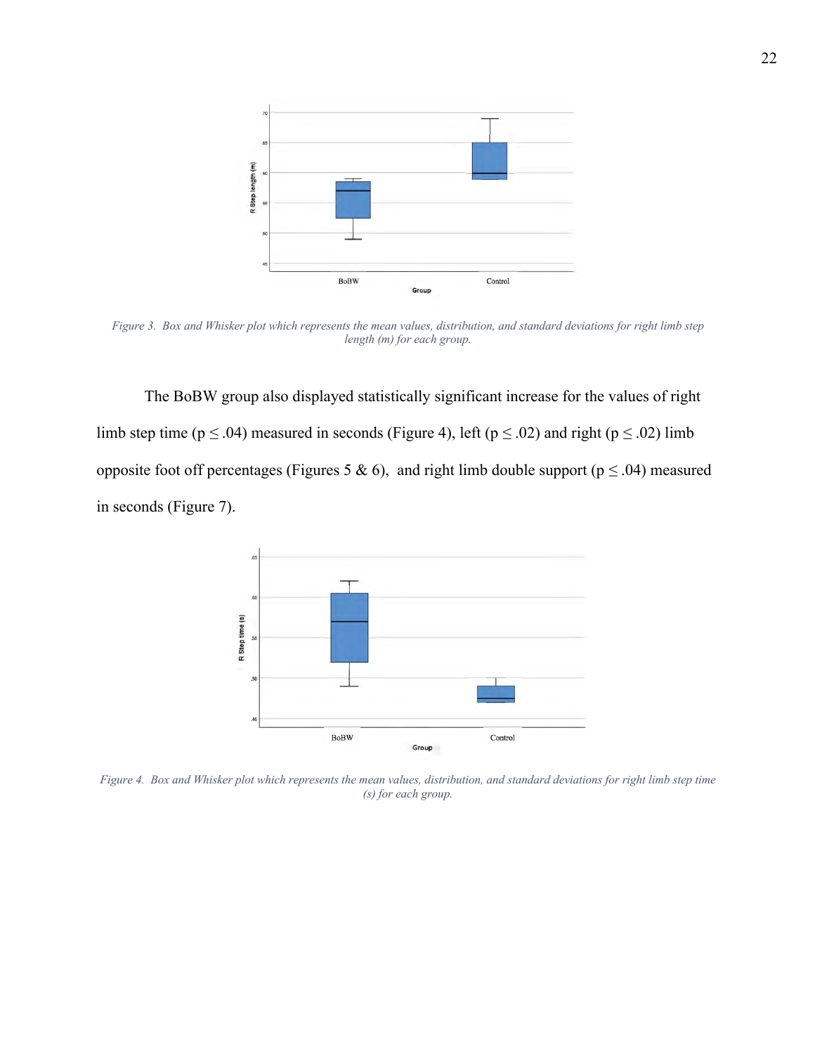*Figure 3. Box and Whisker plot which represents the mean values, distribution, and standard deviations for right limb step length (m) for each group.*

The BoBW group also displayed statistically significant increase for the values of right limb step time ($p \leq .04$) measured in seconds (Figure 4), left ($p \leq .02$) and right ($p \leq .02$) limb opposite foot off percentages (Figures 5 & 6), and right limb double support ($p \leq .04$) measured in seconds (Figure 7).

*Figure 4. Box and Whisker plot which represents the mean values, distribution, and standard deviations for right limb step time (s) for each group.*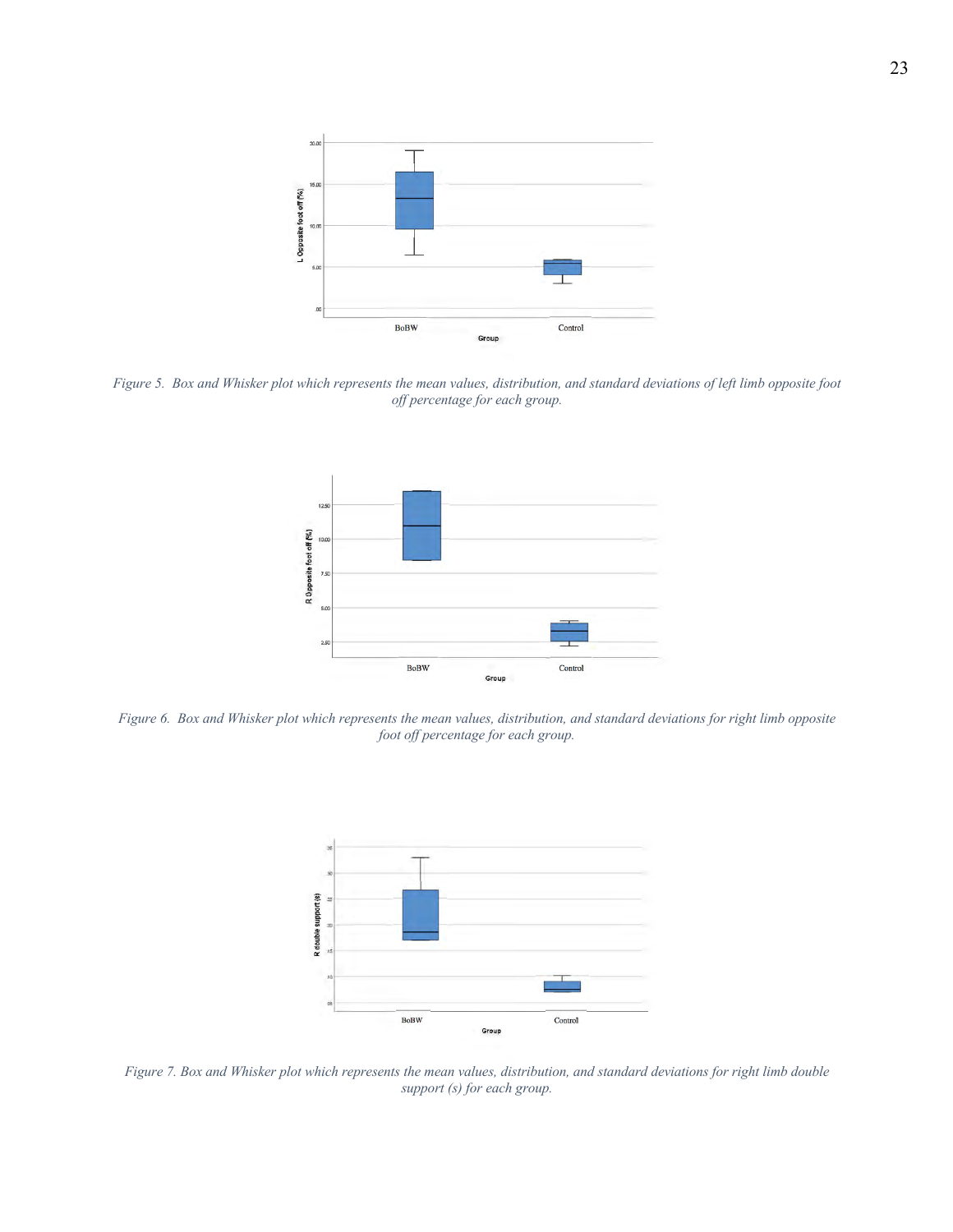*Figure 5.* *Box and Whisker plot which represents the mean values, distribution, and standard deviations of left limb opposite foot off percentage for each group.*

*Figure 6.* *Box and Whisker plot which represents the mean values, distribution, and standard deviations for right limb opposite foot off percentage for each group.*

*Figure 7. Box and Whisker plot which represents the mean values, distribution, and standard deviations for right limb double support (s) for each group.*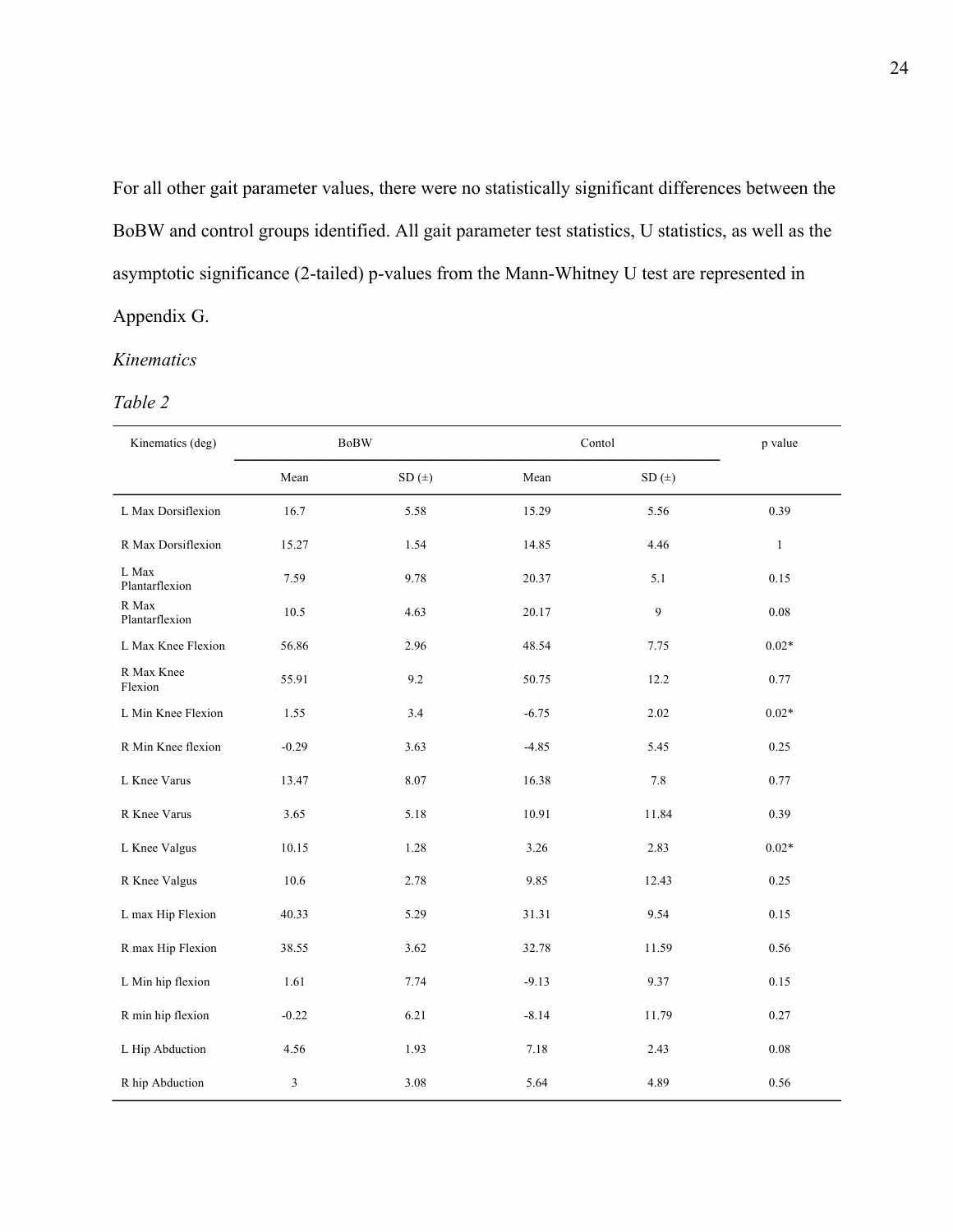For all other gait parameter values, there were no statistically significant differences between the BoBW and control groups identified. All gait parameter test statistics, U statistics, as well as the asymptotic significance (2-tailed) p-values from the Mann-Whitney U test are represented in Appendix G.

*Kinematics*

*Table 2*

| Kinematics (deg) | BoBW | | Contol | | p value |
|---|---|---|---|---|---|
| | Mean | SD (±) | Mean | SD (±) | |
| L Max Dorsiflexion | 16.7 | 5.58 | 15.29 | 5.56 | 0.39 |
| R Max Dorsiflexion | 15.27 | 1.54 | 14.85 | 4.46 | 1 |
| L Max Plantarflexion | 7.59 | 9.78 | 20.37 | 5.1 | 0.15 |
| R Max Plantarflexion | 10.5 | 4.63 | 20.17 | 9 | 0.08 |
| L Max Knee Flexion | 56.86 | 2.96 | 48.54 | 7.75 | 0.02* |
| R Max Knee Flexion | 55.91 | 9.2 | 50.75 | 12.2 | 0.77 |
| L Min Knee Flexion | 1.55 | 3.4 | -6.75 | 2.02 | 0.02* |
| R Min Knee flexion | -0.29 | 3.63 | -4.85 | 5.45 | 0.25 |
| L Knee Varus | 13.47 | 8.07 | 16.38 | 7.8 | 0.77 |
| R Knee Varus | 3.65 | 5.18 | 10.91 | 11.84 | 0.39 |
| L Knee Valgus | 10.15 | 1.28 | 3.26 | 2.83 | 0.02* |
| R Knee Valgus | 10.6 | 2.78 | 9.85 | 12.43 | 0.25 |
| L max Hip Flexion | 40.33 | 5.29 | 31.31 | 9.54 | 0.15 |
| R max Hip Flexion | 38.55 | 3.62 | 32.78 | 11.59 | 0.56 |
| L Min hip flexion | 1.61 | 7.74 | -9.13 | 9.37 | 0.15 |
| R min hip flexion | -0.22 | 6.21 | -8.14 | 11.79 | 0.27 |
| L Hip Abduction | 4.56 | 1.93 | 7.18 | 2.43 | 0.08 |
| R hip Abduction | 3 | 3.08 | 5.64 | 4.89 | 0.56 |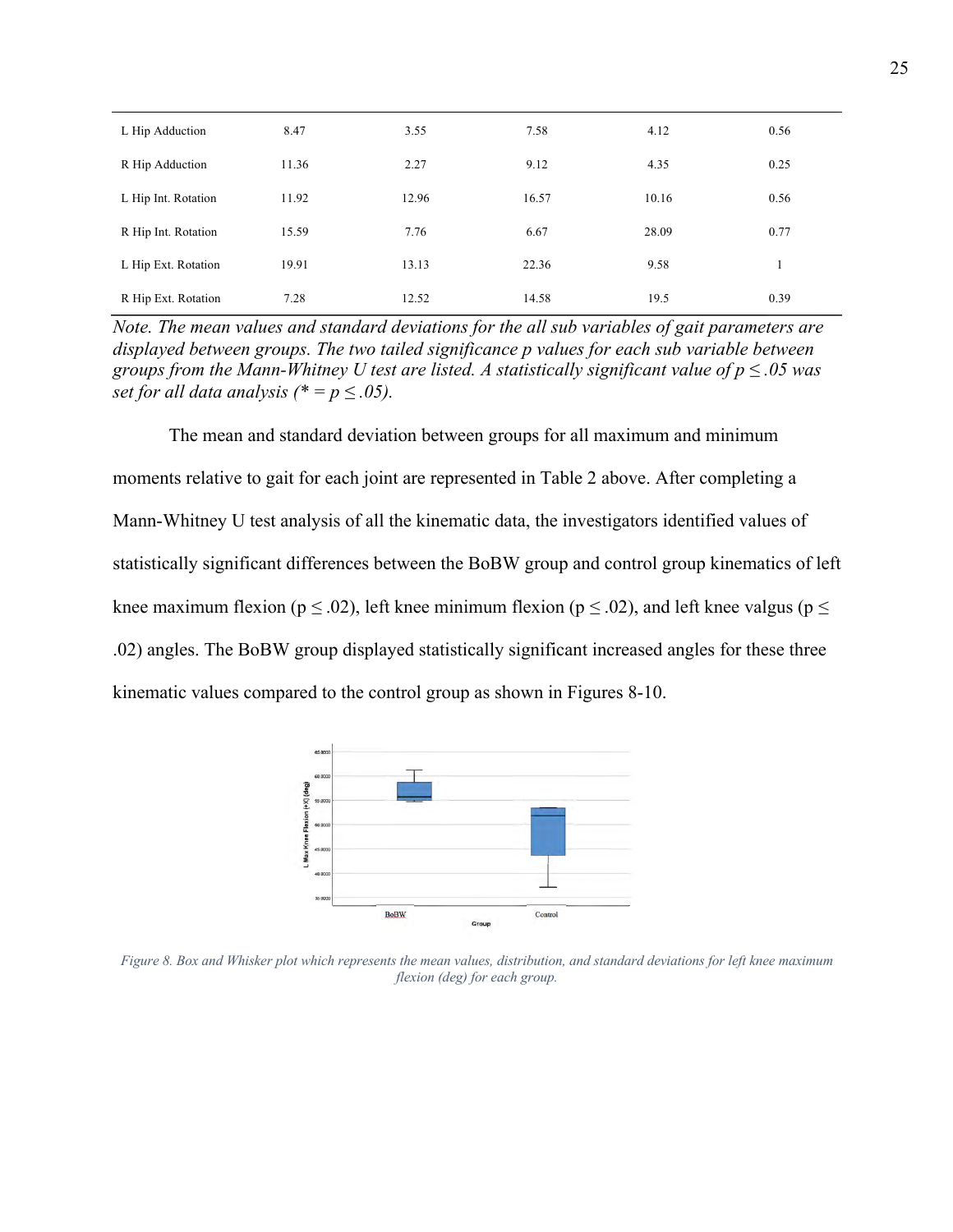| | | | | | |
|---|---|---|---|---|---|
| L Hip Adduction | 8.47 | 3.55 | 7.58 | 4.12 | 0.56 |
| R Hip Adduction | 11.36 | 2.27 | 9.12 | 4.35 | 0.25 |
| L Hip Int. Rotation | 11.92 | 12.96 | 16.57 | 10.16 | 0.56 |
| R Hip Int. Rotation | 15.59 | 7.76 | 6.67 | 28.09 | 0.77 |
| L Hip Ext. Rotation | 19.91 | 13.13 | 22.36 | 9.58 | 1 |
| R Hip Ext. Rotation | 7.28 | 12.52 | 14.58 | 19.5 | 0.39 |

*Note. The mean values and standard deviations for the all sub variables of gait parameters are displayed between groups. The two tailed significance p values for each sub variable between groups from the Mann-Whitney U test are listed. A statistically significant value of $p \leq .05$ was set for all data analysis (* = $p \leq .05$).*

The mean and standard deviation between groups for all maximum and minimum moments relative to gait for each joint are represented in Table 2 above. After completing a Mann-Whitney U test analysis of all the kinematic data, the investigators identified values of statistically significant differences between the BoBW group and control group kinematics of left knee maximum flexion ($p \leq .02$), left knee minimum flexion ($p \leq .02$), and left knee valgus ($p \leq .02$) angles. The BoBW group displayed statistically significant increased angles for these three kinematic values compared to the control group as shown in Figures 8-10.

*Figure 8. Box and Whisker plot which represents the mean values, distribution, and standard deviations for left knee maximum flexion (deg) for each group.*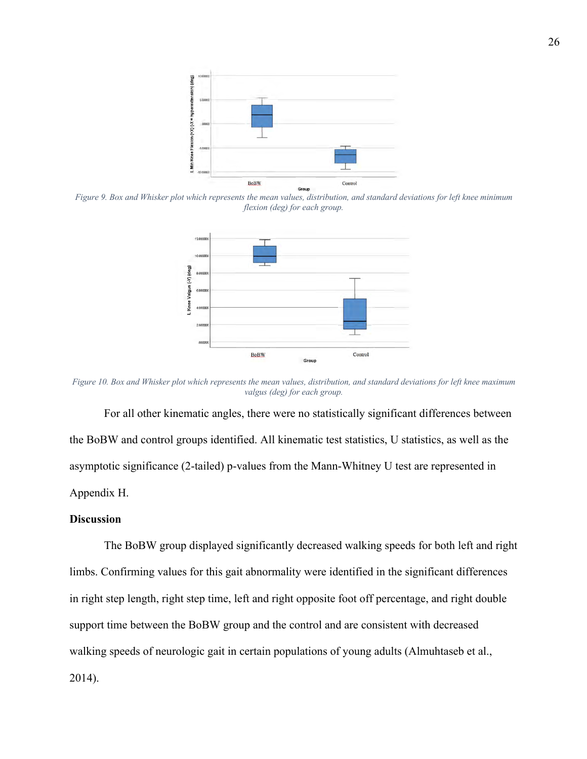*Figure 9. Box and Whisker plot which represents the mean values, distribution, and standard deviations for left knee minimum flexion (deg) for each group.*

*Figure 10. Box and Whisker plot which represents the mean values, distribution, and standard deviations for left knee maximum valgus (deg) for each group.*

For all other kinematic angles, there were no statistically significant differences between the BoBW and control groups identified. All kinematic test statistics, U statistics, as well as the asymptotic significance (2-tailed) p-values from the Mann-Whitney U test are represented in Appendix H.

**Discussion**

The BoBW group displayed significantly decreased walking speeds for both left and right limbs. Confirming values for this gait abnormality were identified in the significant differences in right step length, right step time, left and right opposite foot off percentage, and right double support time between the BoBW group and the control and are consistent with decreased walking speeds of neurologic gait in certain populations of young adults (Almuhtaseb et al., 2014).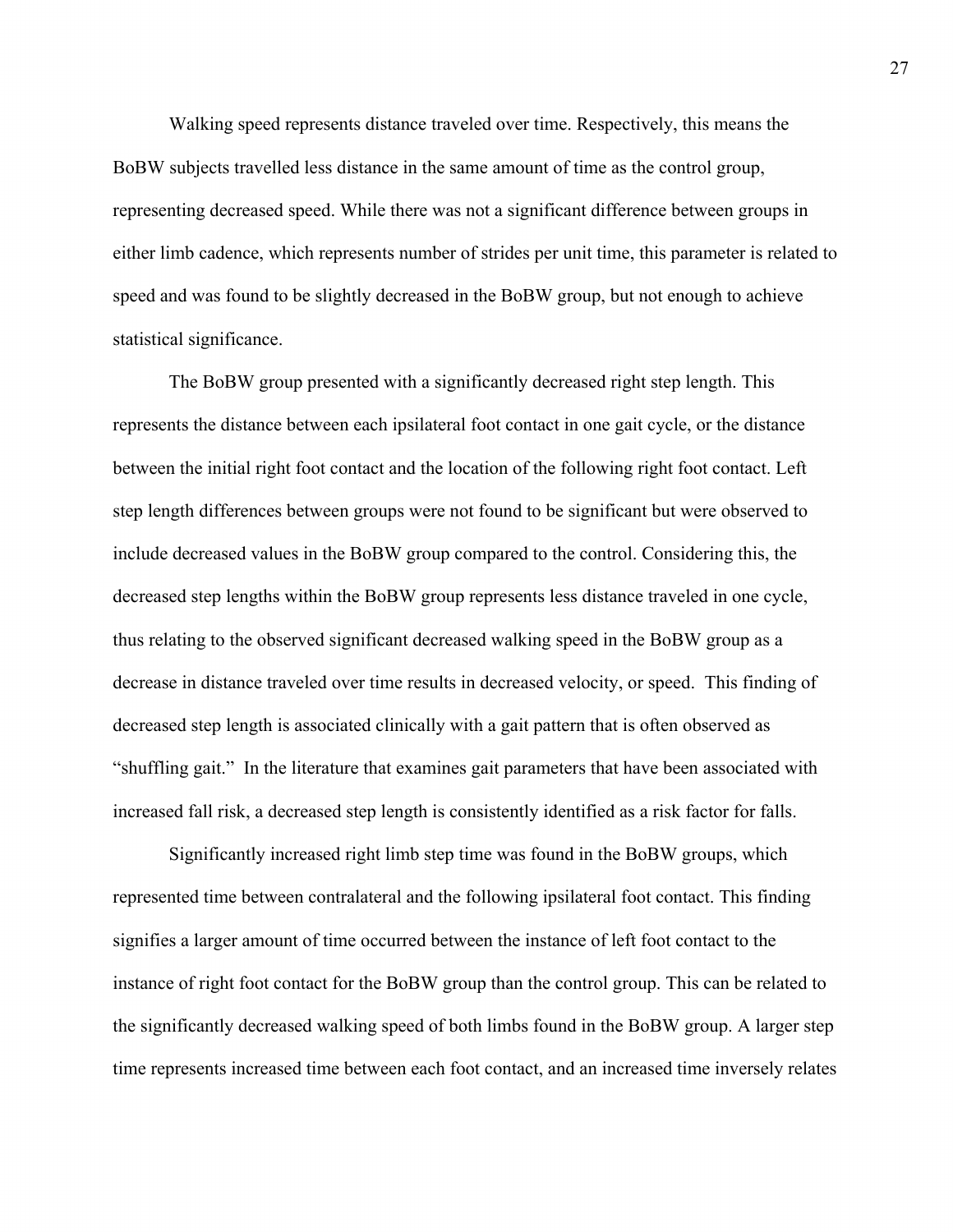Walking speed represents distance traveled over time. Respectively, this means the BoBW subjects travelled less distance in the same amount of time as the control group, representing decreased speed. While there was not a significant difference between groups in either limb cadence, which represents number of strides per unit time, this parameter is related to speed and was found to be slightly decreased in the BoBW group, but not enough to achieve statistical significance.

The BoBW group presented with a significantly decreased right step length. This represents the distance between each ipsilateral foot contact in one gait cycle, or the distance between the initial right foot contact and the location of the following right foot contact. Left step length differences between groups were not found to be significant but were observed to include decreased values in the BoBW group compared to the control. Considering this, the decreased step lengths within the BoBW group represents less distance traveled in one cycle, thus relating to the observed significant decreased walking speed in the BoBW group as a decrease in distance traveled over time results in decreased velocity, or speed. This finding of decreased step length is associated clinically with a gait pattern that is often observed as "shuffling gait." In the literature that examines gait parameters that have been associated with increased fall risk, a decreased step length is consistently identified as a risk factor for falls.

Significantly increased right limb step time was found in the BoBW groups, which represented time between contralateral and the following ipsilateral foot contact. This finding signifies a larger amount of time occurred between the instance of left foot contact to the instance of right foot contact for the BoBW group than the control group. This can be related to the significantly decreased walking speed of both limbs found in the BoBW group. A larger step time represents increased time between each foot contact, and an increased time inversely relates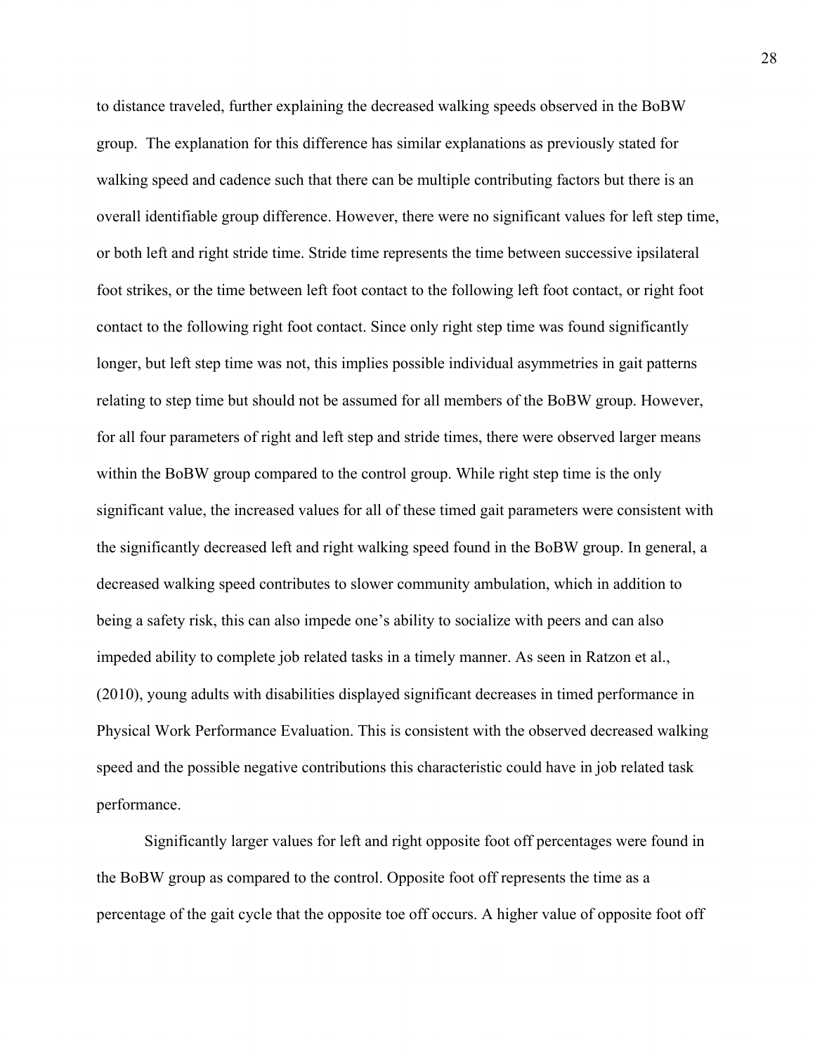to distance traveled, further explaining the decreased walking speeds observed in the BoBW group.  The explanation for this difference has similar explanations as previously stated for walking speed and cadence such that there can be multiple contributing factors but there is an overall identifiable group difference. However, there were no significant values for left step time, or both left and right stride time. Stride time represents the time between successive ipsilateral foot strikes, or the time between left foot contact to the following left foot contact, or right foot contact to the following right foot contact. Since only right step time was found significantly longer, but left step time was not, this implies possible individual asymmetries in gait patterns relating to step time but should not be assumed for all members of the BoBW group. However, for all four parameters of right and left step and stride times, there were observed larger means within the BoBW group compared to the control group. While right step time is the only significant value, the increased values for all of these timed gait parameters were consistent with the significantly decreased left and right walking speed found in the BoBW group. In general, a decreased walking speed contributes to slower community ambulation, which in addition to being a safety risk, this can also impede one's ability to socialize with peers and can also impeded ability to complete job related tasks in a timely manner. As seen in Ratzon et al., (2010), young adults with disabilities displayed significant decreases in timed performance in Physical Work Performance Evaluation. This is consistent with the observed decreased walking speed and the possible negative contributions this characteristic could have in job related task performance.

Significantly larger values for left and right opposite foot off percentages were found in the BoBW group as compared to the control. Opposite foot off represents the time as a percentage of the gait cycle that the opposite toe off occurs. A higher value of opposite foot off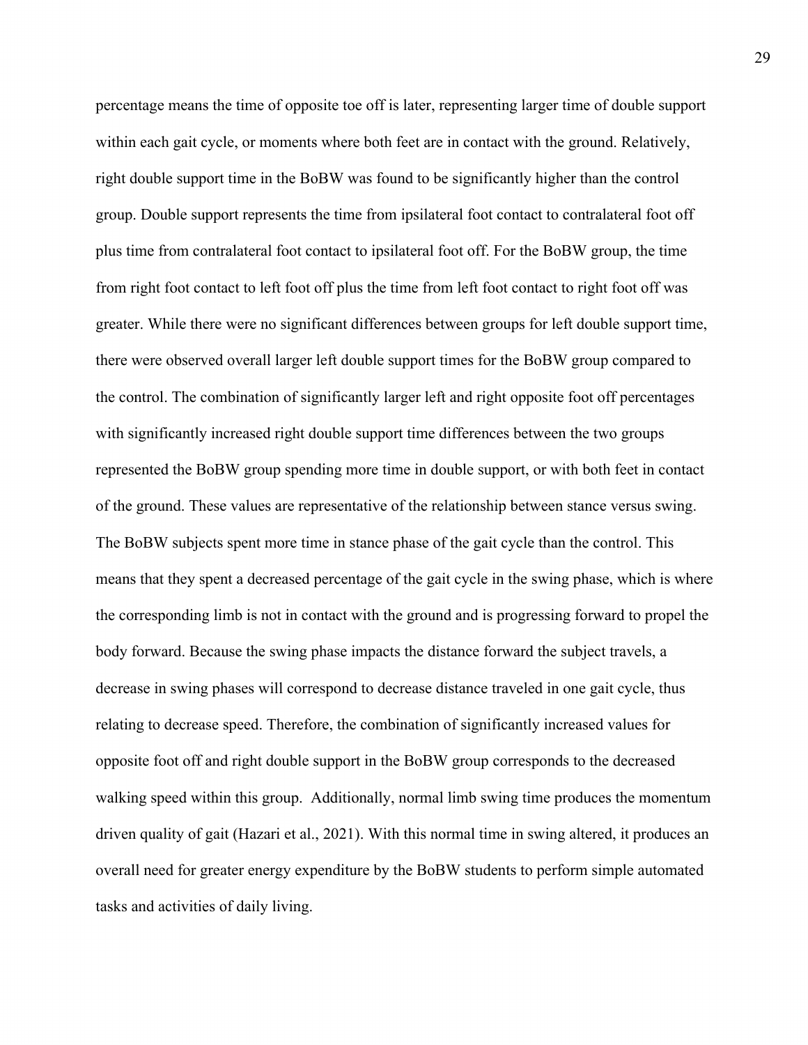percentage means the time of opposite toe off is later, representing larger time of double support within each gait cycle, or moments where both feet are in contact with the ground. Relatively, right double support time in the BoBW was found to be significantly higher than the control group. Double support represents the time from ipsilateral foot contact to contralateral foot off plus time from contralateral foot contact to ipsilateral foot off. For the BoBW group, the time from right foot contact to left foot off plus the time from left foot contact to right foot off was greater. While there were no significant differences between groups for left double support time, there were observed overall larger left double support times for the BoBW group compared to the control. The combination of significantly larger left and right opposite foot off percentages with significantly increased right double support time differences between the two groups represented the BoBW group spending more time in double support, or with both feet in contact of the ground. These values are representative of the relationship between stance versus swing. The BoBW subjects spent more time in stance phase of the gait cycle than the control. This means that they spent a decreased percentage of the gait cycle in the swing phase, which is where the corresponding limb is not in contact with the ground and is progressing forward to propel the body forward. Because the swing phase impacts the distance forward the subject travels, a decrease in swing phases will correspond to decrease distance traveled in one gait cycle, thus relating to decrease speed. Therefore, the combination of significantly increased values for opposite foot off and right double support in the BoBW group corresponds to the decreased walking speed within this group. Additionally, normal limb swing time produces the momentum driven quality of gait (Hazari et al., 2021). With this normal time in swing altered, it produces an overall need for greater energy expenditure by the BoBW students to perform simple automated tasks and activities of daily living.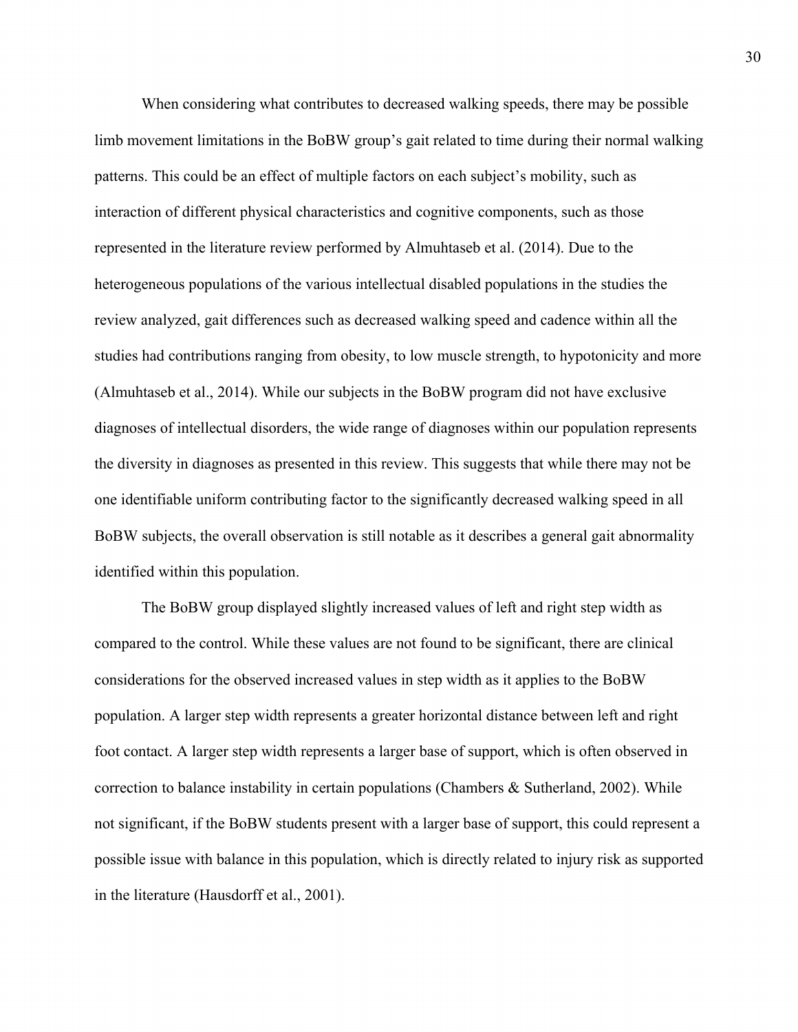When considering what contributes to decreased walking speeds, there may be possible limb movement limitations in the BoBW group's gait related to time during their normal walking patterns. This could be an effect of multiple factors on each subject's mobility, such as interaction of different physical characteristics and cognitive components, such as those represented in the literature review performed by Almuhtaseb et al. (2014). Due to the heterogeneous populations of the various intellectual disabled populations in the studies the review analyzed, gait differences such as decreased walking speed and cadence within all the studies had contributions ranging from obesity, to low muscle strength, to hypotonicity and more (Almuhtaseb et al., 2014). While our subjects in the BoBW program did not have exclusive diagnoses of intellectual disorders, the wide range of diagnoses within our population represents the diversity in diagnoses as presented in this review. This suggests that while there may not be one identifiable uniform contributing factor to the significantly decreased walking speed in all BoBW subjects, the overall observation is still notable as it describes a general gait abnormality identified within this population.

The BoBW group displayed slightly increased values of left and right step width as compared to the control. While these values are not found to be significant, there are clinical considerations for the observed increased values in step width as it applies to the BoBW population. A larger step width represents a greater horizontal distance between left and right foot contact. A larger step width represents a larger base of support, which is often observed in correction to balance instability in certain populations (Chambers & Sutherland, 2002). While not significant, if the BoBW students present with a larger base of support, this could represent a possible issue with balance in this population, which is directly related to injury risk as supported in the literature (Hausdorff et al., 2001).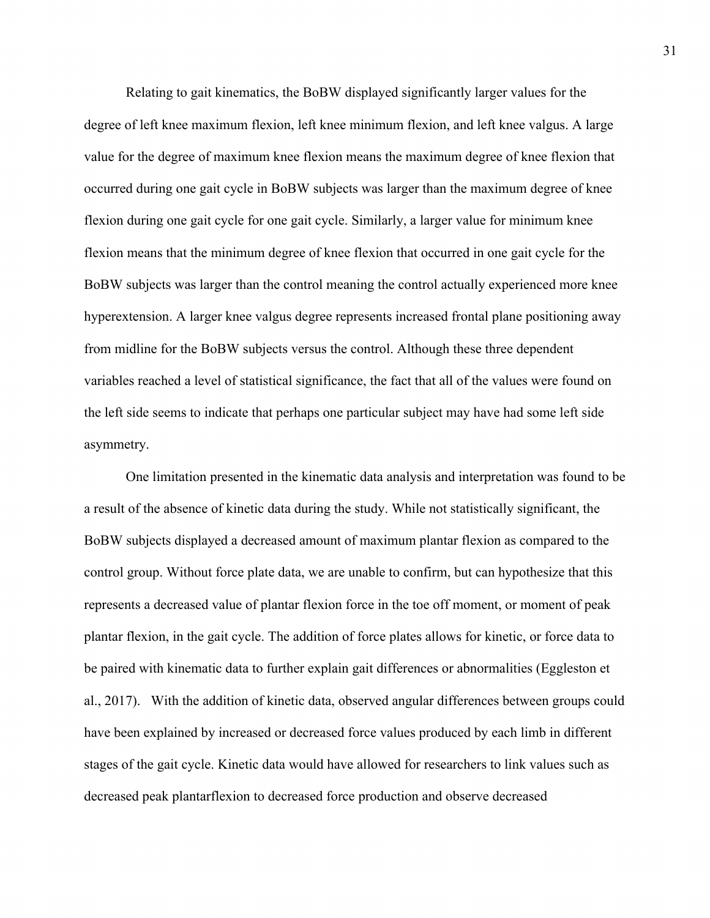Relating to gait kinematics, the BoBW displayed significantly larger values for the degree of left knee maximum flexion, left knee minimum flexion, and left knee valgus. A large value for the degree of maximum knee flexion means the maximum degree of knee flexion that occurred during one gait cycle in BoBW subjects was larger than the maximum degree of knee flexion during one gait cycle for one gait cycle. Similarly, a larger value for minimum knee flexion means that the minimum degree of knee flexion that occurred in one gait cycle for the BoBW subjects was larger than the control meaning the control actually experienced more knee hyperextension. A larger knee valgus degree represents increased frontal plane positioning away from midline for the BoBW subjects versus the control. Although these three dependent variables reached a level of statistical significance, the fact that all of the values were found on the left side seems to indicate that perhaps one particular subject may have had some left side asymmetry.

One limitation presented in the kinematic data analysis and interpretation was found to be a result of the absence of kinetic data during the study. While not statistically significant, the BoBW subjects displayed a decreased amount of maximum plantar flexion as compared to the control group. Without force plate data, we are unable to confirm, but can hypothesize that this represents a decreased value of plantar flexion force in the toe off moment, or moment of peak plantar flexion, in the gait cycle. The addition of force plates allows for kinetic, or force data to be paired with kinematic data to further explain gait differences or abnormalities (Eggleston et al., 2017). With the addition of kinetic data, observed angular differences between groups could have been explained by increased or decreased force values produced by each limb in different stages of the gait cycle. Kinetic data would have allowed for researchers to link values such as decreased peak plantarflexion to decreased force production and observe decreased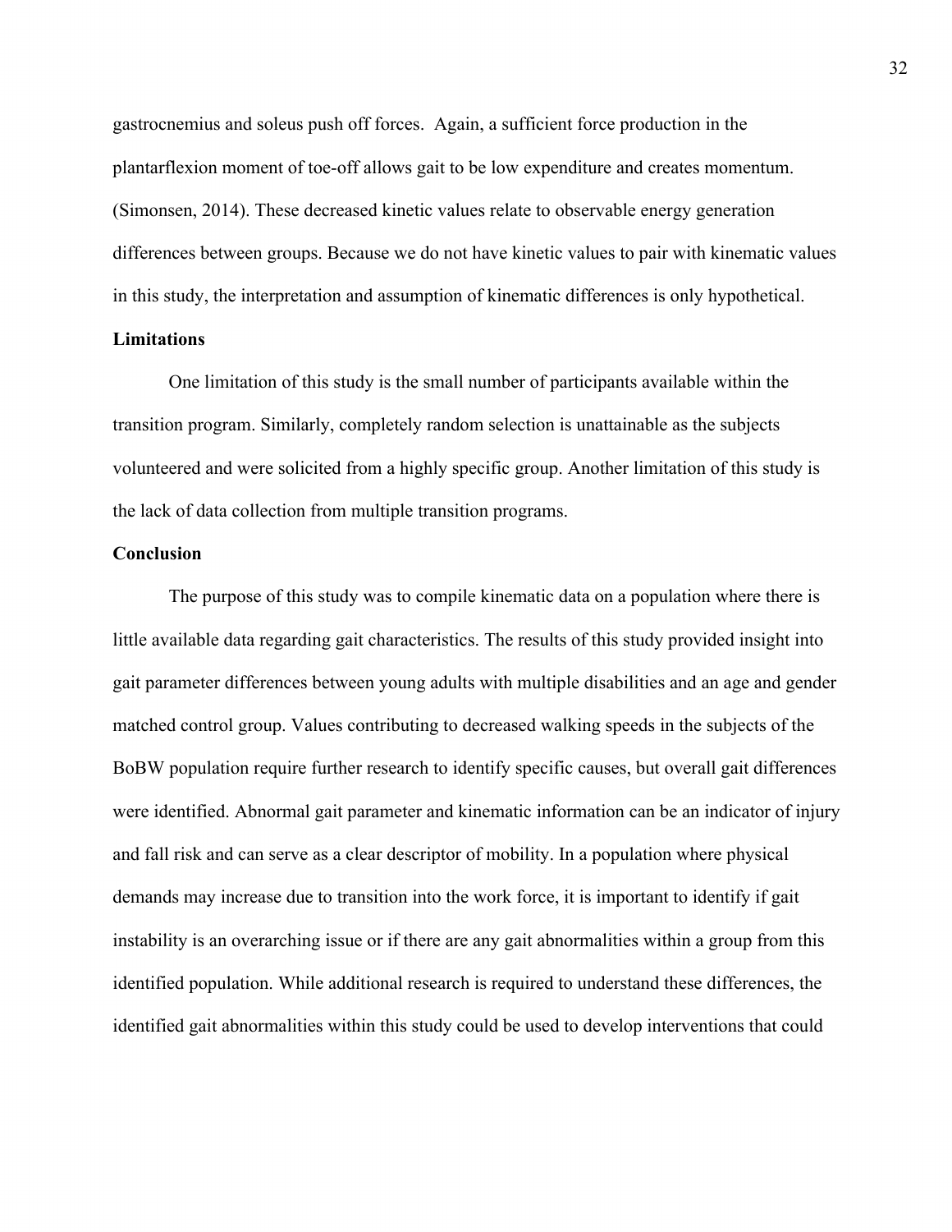gastrocnemius and soleus push off forces.  Again, a sufficient force production in the plantarflexion moment of toe-off allows gait to be low expenditure and creates momentum. (Simonsen, 2014). These decreased kinetic values relate to observable energy generation differences between groups. Because we do not have kinetic values to pair with kinematic values in this study, the interpretation and assumption of kinematic differences is only hypothetical.

**Limitations**

One limitation of this study is the small number of participants available within the transition program. Similarly, completely random selection is unattainable as the subjects volunteered and were solicited from a highly specific group. Another limitation of this study is the lack of data collection from multiple transition programs.

**Conclusion**

The purpose of this study was to compile kinematic data on a population where there is little available data regarding gait characteristics. The results of this study provided insight into gait parameter differences between young adults with multiple disabilities and an age and gender matched control group. Values contributing to decreased walking speeds in the subjects of the BoBW population require further research to identify specific causes, but overall gait differences were identified. Abnormal gait parameter and kinematic information can be an indicator of injury and fall risk and can serve as a clear descriptor of mobility. In a population where physical demands may increase due to transition into the work force, it is important to identify if gait instability is an overarching issue or if there are any gait abnormalities within a group from this identified population. While additional research is required to understand these differences, the identified gait abnormalities within this study could be used to develop interventions that could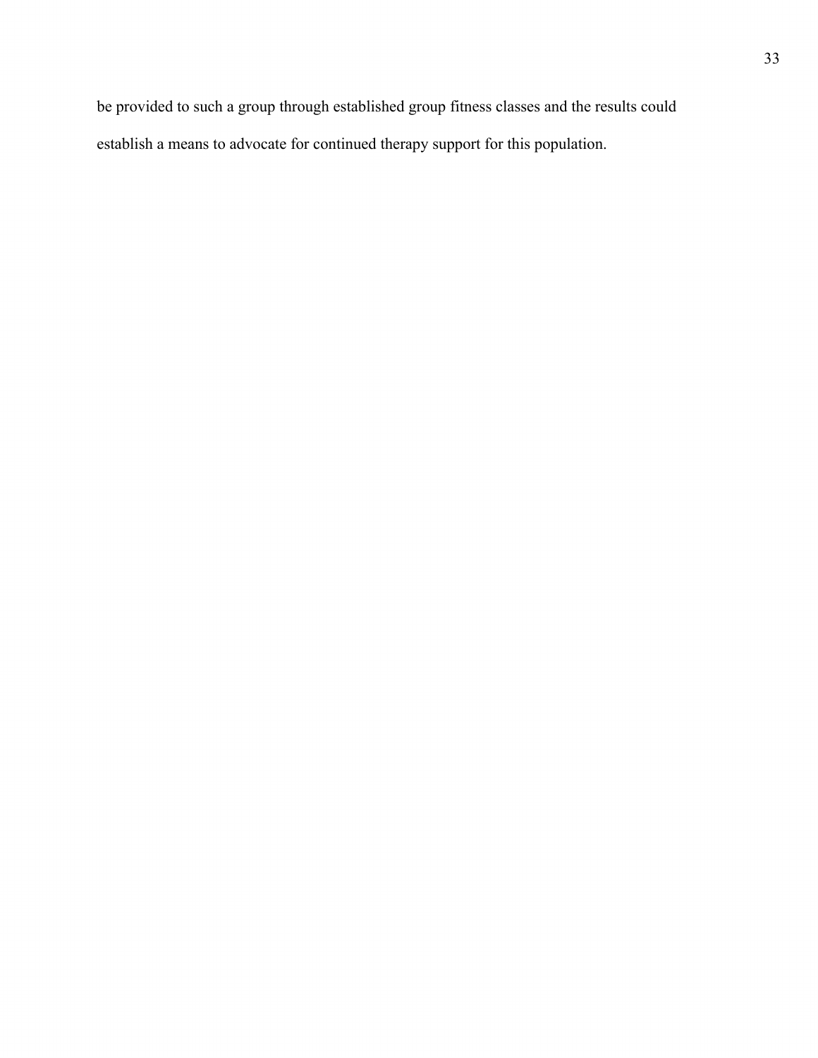be provided to such a group through established group fitness classes and the results could establish a means to advocate for continued therapy support for this population.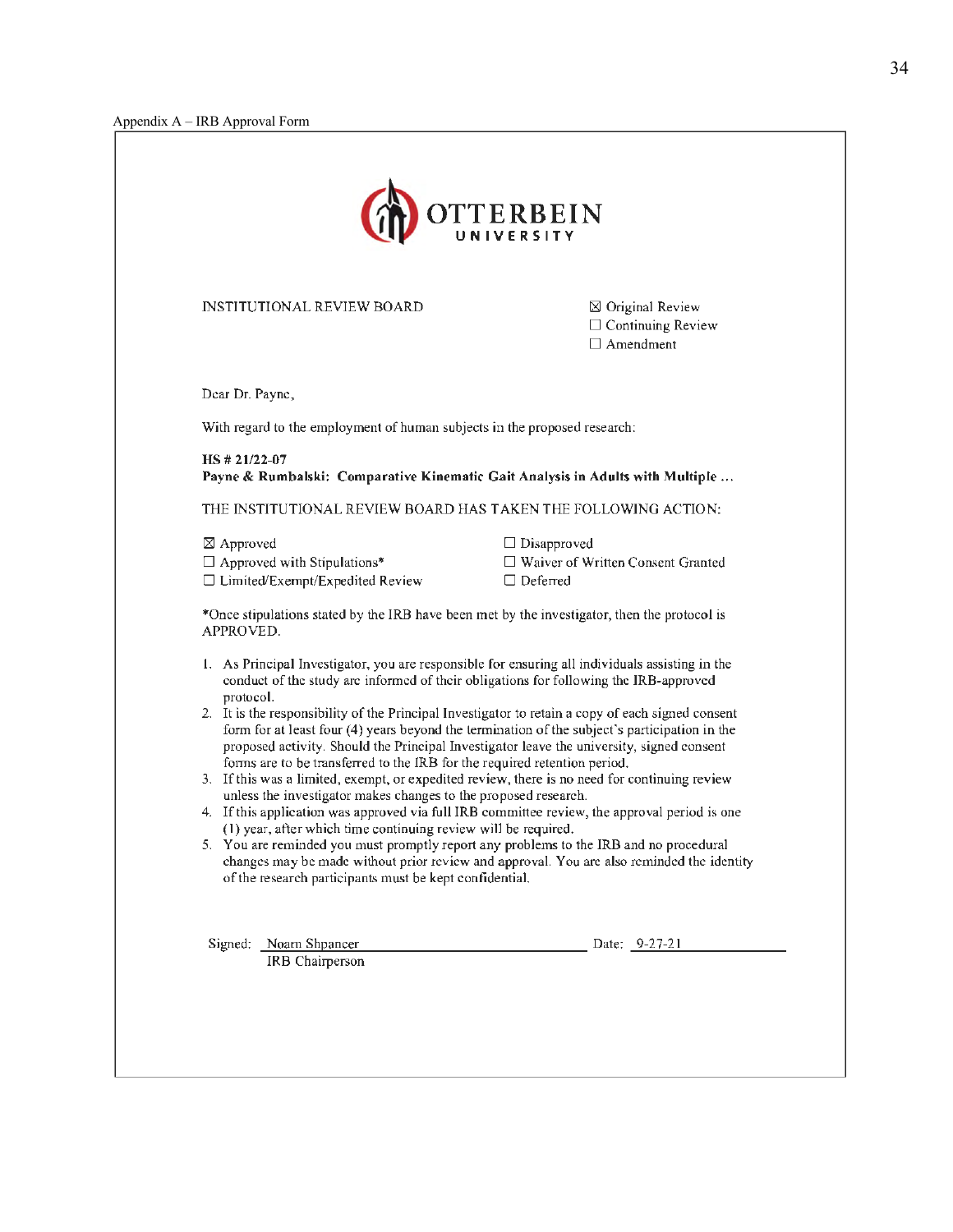Appendix A – IRB Approval Form

OTTERBEIN UNIVERSITY

INSTITUTIONAL REVIEW BOARD

☒ Original Review
☐ Continuing Review
☐ Amendment

Dear Dr. Payne,

With regard to the employment of human subjects in the proposed research:

**HS # 21/22-07**
**Payne & Rumbalski: Comparative Kinematic Gait Analysis in Adults with Multiple ...**

THE INSTITUTIONAL REVIEW BOARD HAS TAKEN THE FOLLOWING ACTION:

☒ Approved
☐ Approved with Stipulations*
☐ Limited/Exempt/Expedited Review
☐ Disapproved
☐ Waiver of Written Consent Granted
☐ Deferred

*Once stipulations stated by the IRB have been met by the investigator, then the protocol is APPROVED.

1. As Principal Investigator, you are responsible for ensuring all individuals assisting in the conduct of the study are informed of their obligations for following the IRB-approved protocol.
2. It is the responsibility of the Principal Investigator to retain a copy of each signed consent form for at least four (4) years beyond the termination of the subject's participation in the proposed activity. Should the Principal Investigator leave the university, signed consent forms are to be transferred to the IRB for the required retention period.
3. If this was a limited, exempt, or expedited review, there is no need for continuing review unless the investigator makes changes to the proposed research.
4. If this application was approved via full IRB committee review, the approval period is one (1) year, after which time continuing review will be required.
5. You are reminded you must promptly report any problems to the IRB and no procedural changes may be made without prior review and approval. You are also reminded the identity of the research participants must be kept confidential.

Signed: Noam Shpancer
IRB Chairperson

Date: 9-27-21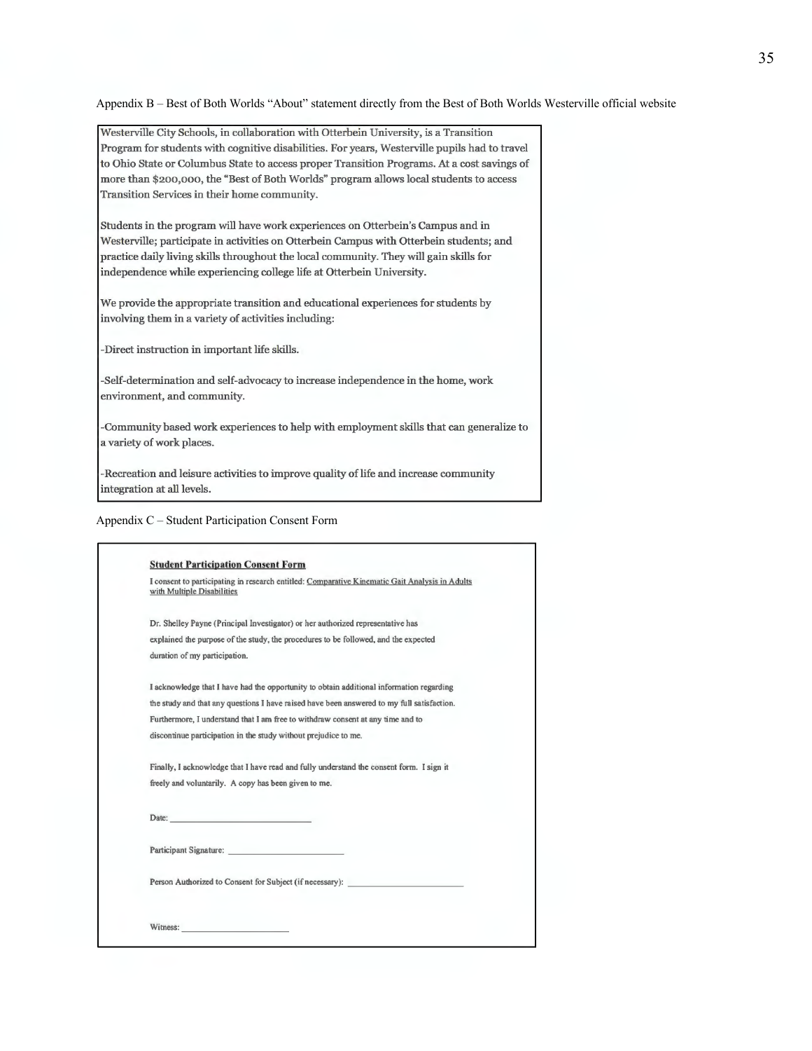Appendix B – Best of Both Worlds "About" statement directly from the Best of Both Worlds Westerville official website

> Westerville City Schools, in collaboration with Otterbein University, is a Transition Program for students with cognitive disabilities. For years, Westerville pupils had to travel to Ohio State or Columbus State to access proper Transition Programs. At a cost savings of more than $200,000, the "Best of Both Worlds" program allows local students to access Transition Services in their home community.
>
> Students in the program will have work experiences on Otterbein's Campus and in Westerville; participate in activities on Otterbein Campus with Otterbein students; and practice daily living skills throughout the local community. They will gain skills for independence while experiencing college life at Otterbein University.
>
> We provide the appropriate transition and educational experiences for students by involving them in a variety of activities including:
>
> -Direct instruction in important life skills.
>
> -Self-determination and self-advocacy to increase independence in the home, work environment, and community.
>
> -Community based work experiences to help with employment skills that can generalize to a variety of work places.
>
> -Recreation and leisure activities to improve quality of life and increase community integration at all levels.

Appendix C – Student Participation Consent Form

**Student Participation Consent Form**

I consent to participating in research entitled: Comparative Kinematic Gait Analysis in Adults with Multiple Disabilities

Dr. Shelley Payne (Principal Investigator) or her authorized representative has explained the purpose of the study, the procedures to be followed, and the expected duration of my participation.

I acknowledge that I have had the opportunity to obtain additional information regarding the study and that any questions I have raised have been answered to my full satisfaction. Furthermore, I understand that I am free to withdraw consent at any time and to discontinue participation in the study without prejudice to me.

Finally, I acknowledge that I have read and fully understand the consent form. I sign it freely and voluntarily. A copy has been given to me.

Date: ______________________________

Participant Signature: ________________________

Person Authorized to Consent for Subject (if necessary): ________________________

Witness: ______________________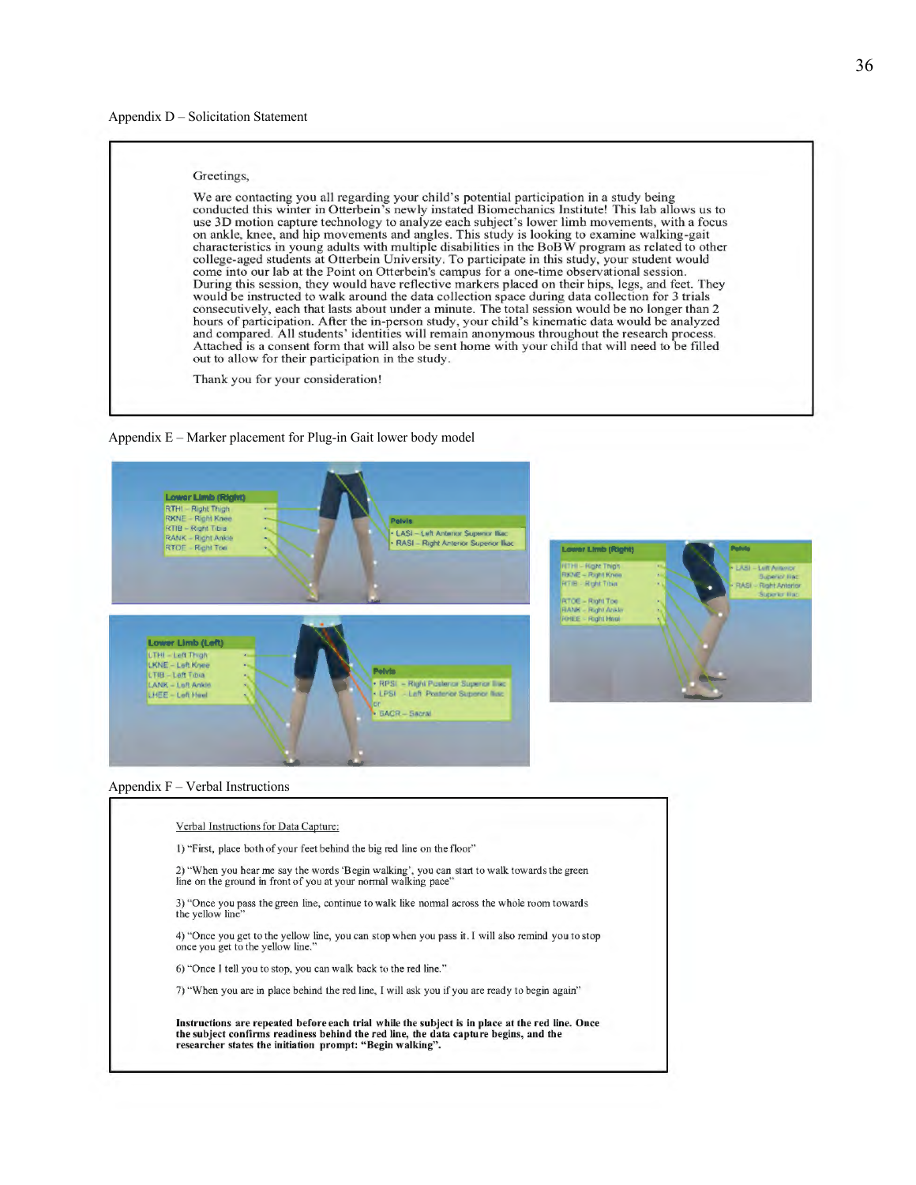Appendix D – Solicitation Statement

> Greetings,
>
> We are contacting you all regarding your child's potential participation in a study being conducted this winter in Otterbein's newly instated Biomechanics Institute! This lab allows us to use 3D motion capture technology to analyze each subject's lower limb movements, with a focus on ankle, knee, and hip movements and angles. This study is looking to examine walking-gait characteristics in young adults with multiple disabilities in the BoBW program as related to other college-aged students at Otterbein University. To participate in this study, your student would come into our lab at the Point on Otterbein's campus for a one-time observational session. During this session, they would have reflective markers placed on their hips, legs, and feet. They would be instructed to walk around the data collection space during data collection for 3 trials consecutively, each that lasts about under a minute. The total session would be no longer than 2 hours of participation. After the in-person study, your child's kinematic data would be analyzed and compared. All students' identities will remain anonymous throughout the research process. Attached is a consent form that will also be sent home with your child that will need to be filled out to allow for their participation in the study.
>
> Thank you for your consideration!

Appendix E – Marker placement for Plug-in Gait lower body model

**Lower Limb (Right)**
- RTHI – Right Thigh
- RKNE – Right Knee
- RTIB – Right Tibia
- RANK – Right Ankle
- RTOE – Right Toe

**Pelvis**
- LASI – Left Anterior Superior Iliac
- RASI – Right Anterior Superior Iliac

**Lower Limb (Left)**
- LTHI – Left Thigh
- LKNE – Left Knee
- LTIB – Left Tibia
- LANK – Left Ankle
- LHEE – Left Heel

**Pelvis**
- RPSI – Right Posterior Superior Iliac
- LPSI – Left Posterior Superior Iliac
- or
- SACR – Sacral

**Lower Limb (Right)**
- RTHI – Right Thigh
- RKNE – Right Knee
- RTIB – Right Tibia
- RTOE – Right Toe
- RANK – Right Ankle
- RHEE – Right Heel

**Pelvis**
- LASI – Left Anterior Superior Iliac
- RASI – Right Anterior Superior Iliac

Appendix F – Verbal Instructions

> Verbal Instructions for Data Capture:
>
> 1) "First, place both of your feet behind the big red line on the floor"
>
> 2) "When you hear me say the words 'Begin walking', you can start to walk towards the green line on the ground in front of you at your normal walking pace"
>
> 3) "Once you pass the green line, continue to walk like normal across the whole room towards the yellow line"
>
> 4) "Once you get to the yellow line, you can stop when you pass it. I will also remind you to stop once you get to the yellow line."
>
> 6) "Once I tell you to stop, you can walk back to the red line."
>
> 7) "When you are in place behind the red line, I will ask you if you are ready to begin again"
>
> **Instructions are repeated before each trial while the subject is in place at the red line. Once the subject confirms readiness behind the red line, the data capture begins, and the researcher states the initiation prompt: "Begin walking".**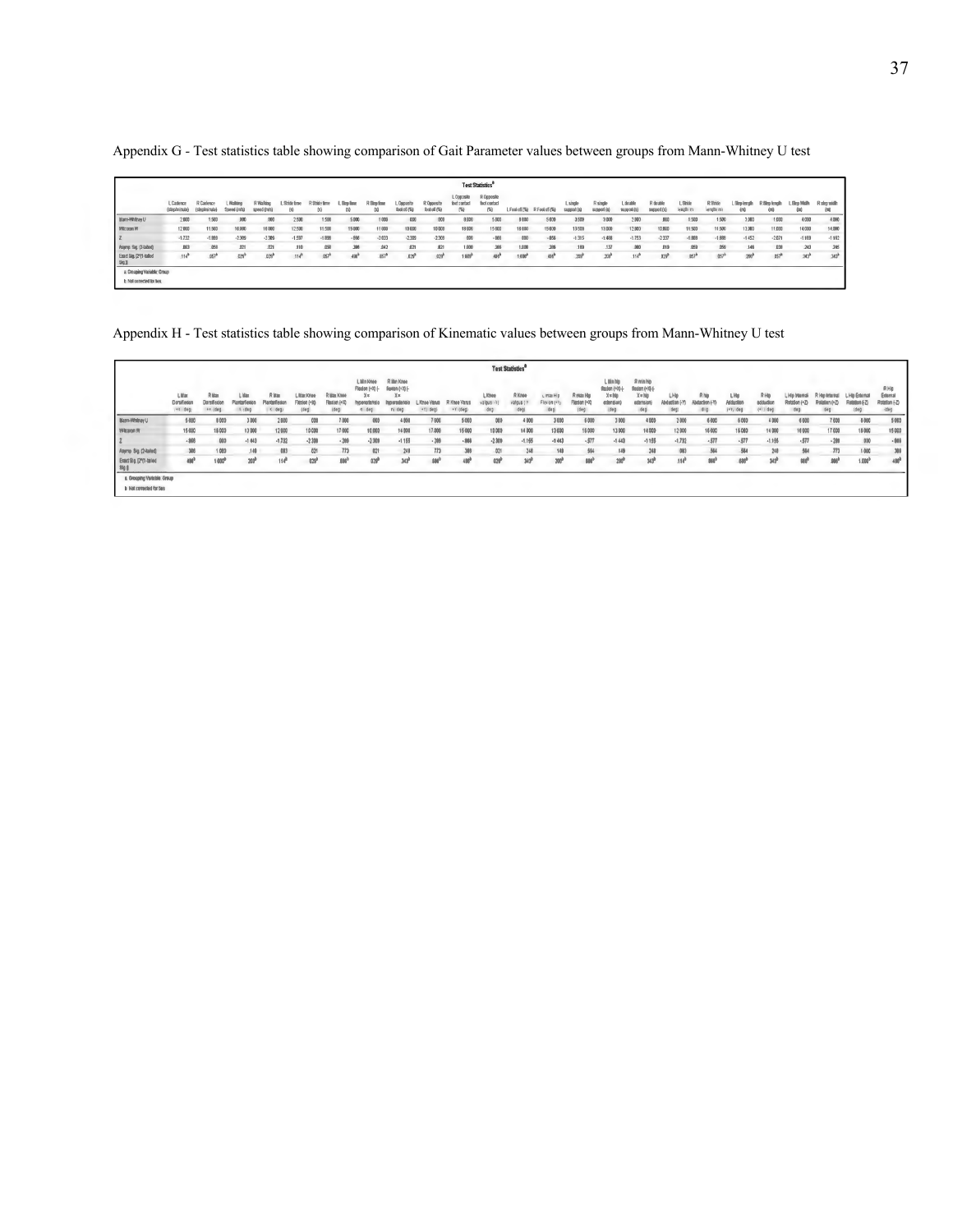Appendix G - Test statistics table showing comparison of Gait Parameter values between groups from Mann-Whitney U test

**Test Statistics[a]**

| | L Cadence (steps/minute) | R Cadence (steps/minute) | L Walking Speed (m/s) | R Walking speed (m/s) | L Stride time (s) | R Stride time (s) | L Step time (s) | R Step time (s) | L Opposite foot off (%) | R Opposite foot off (%) | L Opposite foot contact (%) | R Opposite foot contact (%) | L Foot off (%) | R Foot off (%) | L single support (s) | R single support (s) | L double support (s) | R double support (s) | L Stride length (m) | R Stride length (m) | L Step length (m) | R Step length (m) | L Step Width (m) | R step width (m) |
|---|---|---|---|---|---|---|---|---|---|---|---|---|---|---|---|---|---|---|---|---|---|---|---|---|
| Mann-Whitney U | 2.000 | 1.500 | .000 | .000 | 2.500 | 1.500 | 5.000 | 1.000 | .000 | .000 | 8.000 | 5.000 | 8.000 | 5.000 | 3.500 | 3.000 | 2.000 | .000 | 1.500 | 1.500 | 3.000 | 1.000 | 4.000 | 4.000 |
| Wilcoxon W | 12.000 | 11.500 | 10.000 | 10.000 | 12.500 | 11.500 | 15.000 | 11.000 | 10.000 | 10.000 | 18.000 | 15.000 | 18.000 | 15.000 | 13.500 | 13.000 | 12.000 | 10.000 | 11.500 | 11.500 | 13.000 | 11.000 | 14.000 | 14.000 |
| Z | -1.732 | -1.889 | -2.309 | -2.309 | -1.597 | -1.888 | -.866 | -2.023 | -2.309 | -2.309 | .000 | -.866 | .000 | -.866 | -1.315 | -1.486 | -1.753 | -2.337 | -1.888 | -1.888 | -1.452 | -2.021 | -1.169 | -1.162 |
| Asymp. Sig. (2-tailed) | .083 | .059 | .021 | .021 | .110 | .059 | .386 | .043 | .021 | .021 | 1.000 | .386 | 1.000 | .386 | .189 | .137 | .080 | .019 | .059 | .059 | .146 | .038 | .243 | .245 |
| Exact Sig. [2*(1-tailed Sig.)] | .114[b] | .057[b] | .029[b] | .029[b] | .114[b] | .057[b] | .400[b] | .057[b] | .029[b] | .029[b] | 1.000[b] | .400[b] | 1.000[b] | .400[b] | .200[b] | .200[b] | .114[b] | .029[b] | .057[b] | .057[b] | .200[b] | .057[b] | .343[b] | .343[b] |

a. Grouping Variable: Group

b. Not corrected for ties.

Appendix H - Test statistics table showing comparison of Kinematic values between groups from Mann-Whitney U test

**Test Statistics[a]**

| | L Max Dorsiflexion (+Y) (deg) | R Max Dorsiflexion (+Y) (deg) | L Max Plantarflexion (-Y) (deg) | R Max Plantarflexion (-Y) (deg) | L Max Knee Flexion (+X) (deg) | R Max Knee Flexion (+X) (deg) | L Min Knee Flexion (+X) (-X = hyperextension) (deg) | R Min Knee flexion (+X) (-X = hyperextension) (deg) | L Knee Varus (+Y) (deg) | R Knee Varus (+Y) (deg) | L Knee valgus (-Y) (deg) | R Knee valgus (-Y) (deg) | L max Hip Flexion (+X) (deg) | R max Hip Flexion (+X) (deg) | L Min hip flexion (+X) (-X = hip extension) (deg) | R min hip flexion (+X) (-X = hip extension) (deg) | L Hip Abduction (-Y) (deg) | R hip Abduction (-Y) (deg) | L Hip Adduction (+Y) (deg) | R Hip adduction (+Y) (deg) | L Hip Internal Rotation (+Z) (deg) | R Hip Internal Rotation (+Z) (deg) | L Hip External Rotation (-Z) (deg) | R Hip External Rotation (-Z) (deg) |
|---|---|---|---|---|---|---|---|---|---|---|---|---|---|---|---|---|---|---|---|---|---|---|---|---|
| Mann-Whitney U | 5.000 | 8.000 | 3.000 | 2.000 | .000 | 7.000 | .000 | 4.000 | 7.000 | 5.000 | .000 | 4.000 | 3.000 | 6.000 | 3.000 | 4.000 | 2.000 | 6.000 | 6.000 | 4.000 | 6.000 | 7.000 | 8.000 | 5.000 |
| Wilcoxon W | 15.000 | 18.000 | 13.000 | 12.000 | 10.000 | 17.000 | 10.000 | 14.000 | 17.000 | 15.000 | 10.000 | 14.000 | 13.000 | 16.000 | 13.000 | 14.000 | 12.000 | 16.000 | 16.000 | 14.000 | 16.000 | 17.000 | 18.000 | 15.000 |
| Z | -.866 | .000 | -1.443 | -1.732 | -2.309 | -.289 | -2.309 | -1.155 | -.289 | -.866 | -2.309 | -1.155 | -1.443 | -.577 | -1.443 | -1.155 | -1.732 | -.577 | -.577 | -1.155 | -.577 | -.289 | .000 | -.866 |
| Asymp. Sig. (2-tailed) | .386 | 1.000 | .149 | .083 | .021 | .773 | .021 | .248 | .773 | .386 | .021 | .248 | .149 | .564 | .149 | .248 | .083 | .564 | .564 | .248 | .564 | .773 | 1.000 | .386 |
| Exact Sig. [2*(1-tailed Sig.)] | .400[b] | 1.000[b] | .200[b] | .114[b] | .029[b] | .886[b] | .029[b] | .343[b] | .886[b] | .400[b] | .029[b] | .343[b] | .200[b] | .686[b] | .200[b] | .343[b] | .114[b] | .686[b] | .686[b] | .343[b] | .686[b] | .886[b] | 1.000[b] | .400[b] |

a. Grouping Variable: Group

b. Not corrected for ties.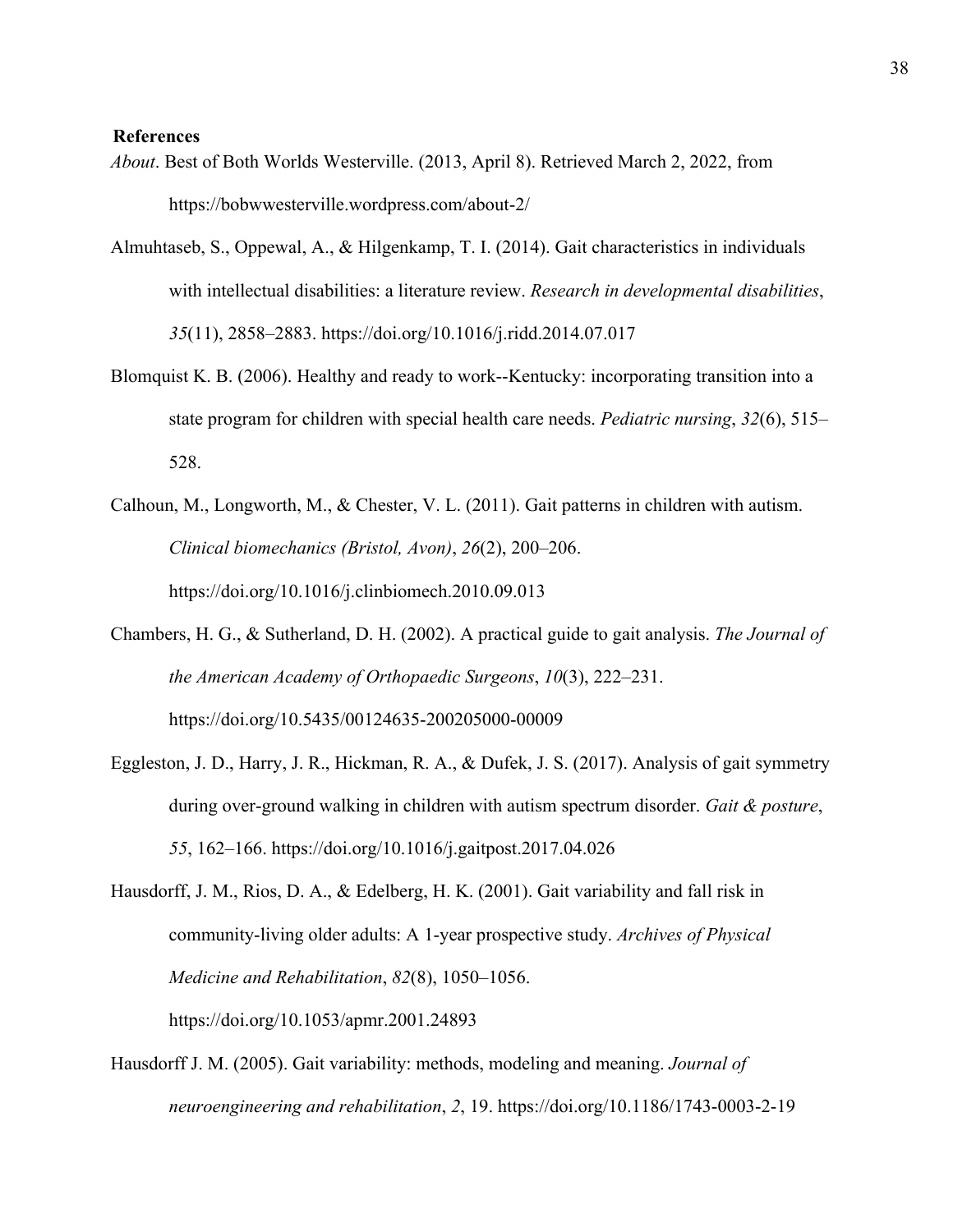## References

*About*. Best of Both Worlds Westerville. (2013, April 8). Retrieved March 2, 2022, from https://bobwwesterville.wordpress.com/about-2/

Almuhtaseb, S., Oppewal, A., & Hilgenkamp, T. I. (2014). Gait characteristics in individuals with intellectual disabilities: a literature review. *Research in developmental disabilities*, *35*(11), 2858–2883. https://doi.org/10.1016/j.ridd.2014.07.017

Blomquist K. B. (2006). Healthy and ready to work--Kentucky: incorporating transition into a state program for children with special health care needs. *Pediatric nursing*, *32*(6), 515–528.

Calhoun, M., Longworth, M., & Chester, V. L. (2011). Gait patterns in children with autism. *Clinical biomechanics (Bristol, Avon)*, *26*(2), 200–206. https://doi.org/10.1016/j.clinbiomech.2010.09.013

Chambers, H. G., & Sutherland, D. H. (2002). A practical guide to gait analysis. *The Journal of the American Academy of Orthopaedic Surgeons*, *10*(3), 222–231. https://doi.org/10.5435/00124635-200205000-00009

Eggleston, J. D., Harry, J. R., Hickman, R. A., & Dufek, J. S. (2017). Analysis of gait symmetry during over-ground walking in children with autism spectrum disorder. *Gait & posture*, *55*, 162–166. https://doi.org/10.1016/j.gaitpost.2017.04.026

Hausdorff, J. M., Rios, D. A., & Edelberg, H. K. (2001). Gait variability and fall risk in community-living older adults: A 1-year prospective study. *Archives of Physical Medicine and Rehabilitation*, *82*(8), 1050–1056. https://doi.org/10.1053/apmr.2001.24893

Hausdorff J. M. (2005). Gait variability: methods, modeling and meaning. *Journal of neuroengineering and rehabilitation*, *2*, 19. https://doi.org/10.1186/1743-0003-2-19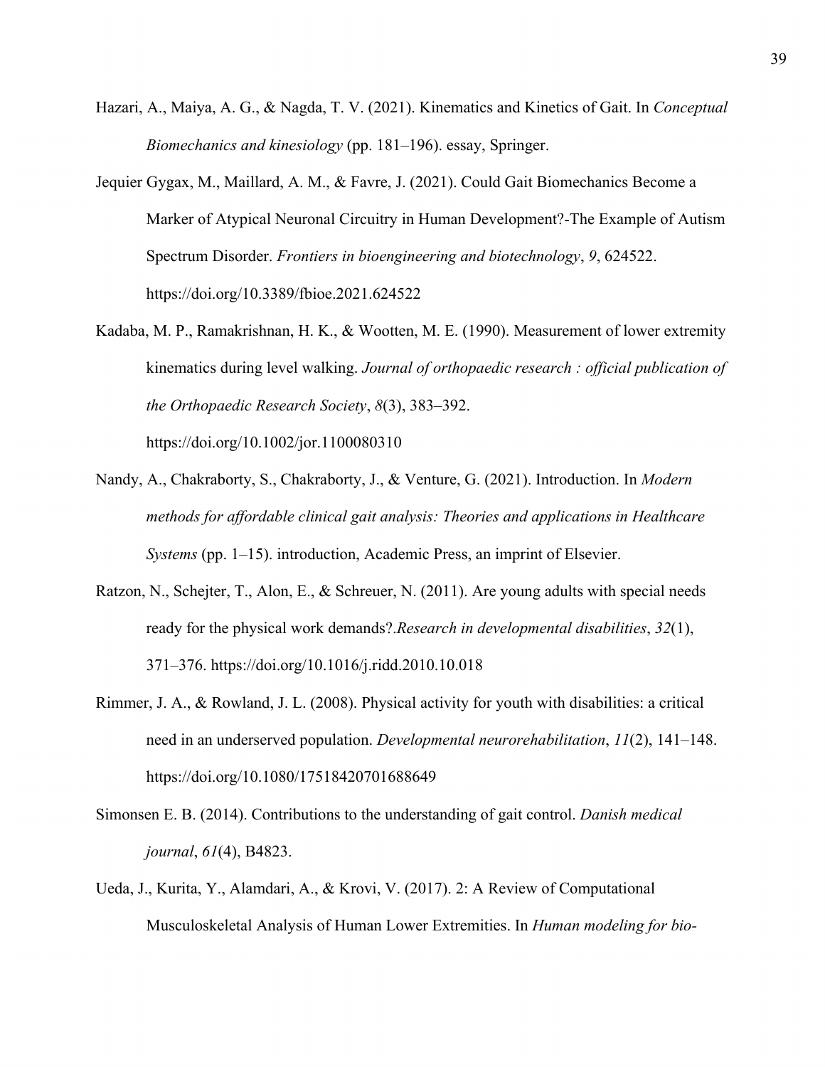Hazari, A., Maiya, A. G., & Nagda, T. V. (2021). Kinematics and Kinetics of Gait. In *Conceptual Biomechanics and kinesiology* (pp. 181–196). essay, Springer.

Jequier Gygax, M., Maillard, A. M., & Favre, J. (2021). Could Gait Biomechanics Become a Marker of Atypical Neuronal Circuitry in Human Development?-The Example of Autism Spectrum Disorder. *Frontiers in bioengineering and biotechnology*, *9*, 624522. https://doi.org/10.3389/fbioe.2021.624522

Kadaba, M. P., Ramakrishnan, H. K., & Wootten, M. E. (1990). Measurement of lower extremity kinematics during level walking. *Journal of orthopaedic research : official publication of the Orthopaedic Research Society*, *8*(3), 383–392. https://doi.org/10.1002/jor.1100080310

Nandy, A., Chakraborty, S., Chakraborty, J., & Venture, G. (2021). Introduction. In *Modern methods for affordable clinical gait analysis: Theories and applications in Healthcare Systems* (pp. 1–15). introduction, Academic Press, an imprint of Elsevier.

Ratzon, N., Schejter, T., Alon, E., & Schreuer, N. (2011). Are young adults with special needs ready for the physical work demands?.*Research in developmental disabilities*, *32*(1), 371–376. https://doi.org/10.1016/j.ridd.2010.10.018

Rimmer, J. A., & Rowland, J. L. (2008). Physical activity for youth with disabilities: a critical need in an underserved population. *Developmental neurorehabilitation*, *11*(2), 141–148. https://doi.org/10.1080/17518420701688649

Simonsen E. B. (2014). Contributions to the understanding of gait control. *Danish medical journal*, *61*(4), B4823.

Ueda, J., Kurita, Y., Alamdari, A., & Krovi, V. (2017). 2: A Review of Computational Musculoskeletal Analysis of Human Lower Extremities. In *Human modeling for bio-*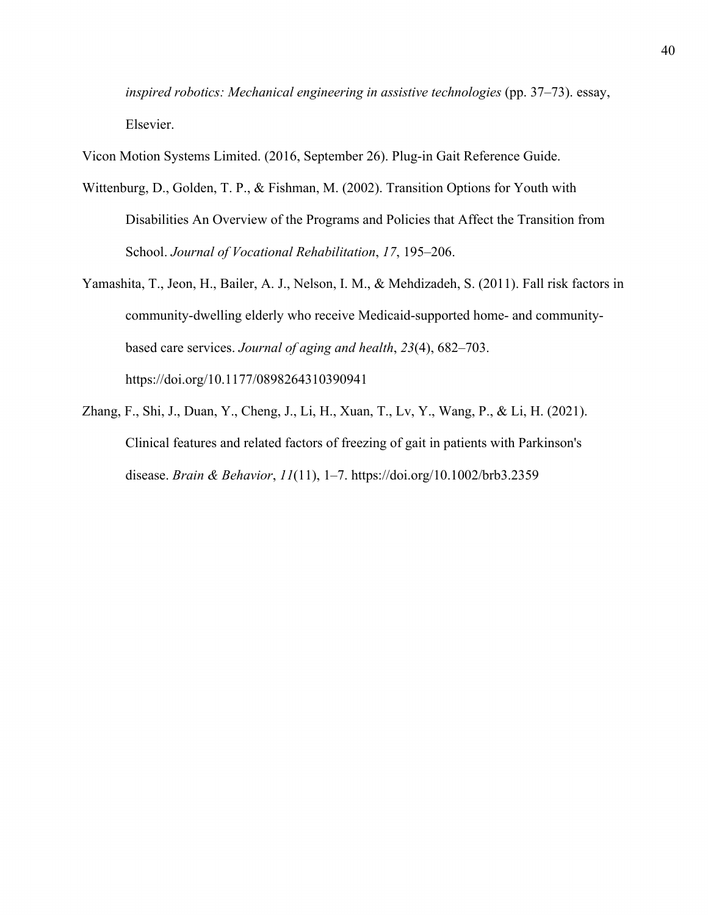*inspired robotics: Mechanical engineering in assistive technologies* (pp. 37–73). essay, Elsevier.

Vicon Motion Systems Limited. (2016, September 26). Plug-in Gait Reference Guide.

Wittenburg, D., Golden, T. P., & Fishman, M. (2002). Transition Options for Youth with Disabilities An Overview of the Programs and Policies that Affect the Transition from School. *Journal of Vocational Rehabilitation*, *17*, 195–206.

Yamashita, T., Jeon, H., Bailer, A. J., Nelson, I. M., & Mehdizadeh, S. (2011). Fall risk factors in community-dwelling elderly who receive Medicaid-supported home- and community-based care services. *Journal of aging and health*, *23*(4), 682–703. https://doi.org/10.1177/0898264310390941

Zhang, F., Shi, J., Duan, Y., Cheng, J., Li, H., Xuan, T., Lv, Y., Wang, P., & Li, H. (2021). Clinical features and related factors of freezing of gait in patients with Parkinson's disease. *Brain & Behavior*, *11*(11), 1–7. https://doi.org/10.1002/brb3.2359